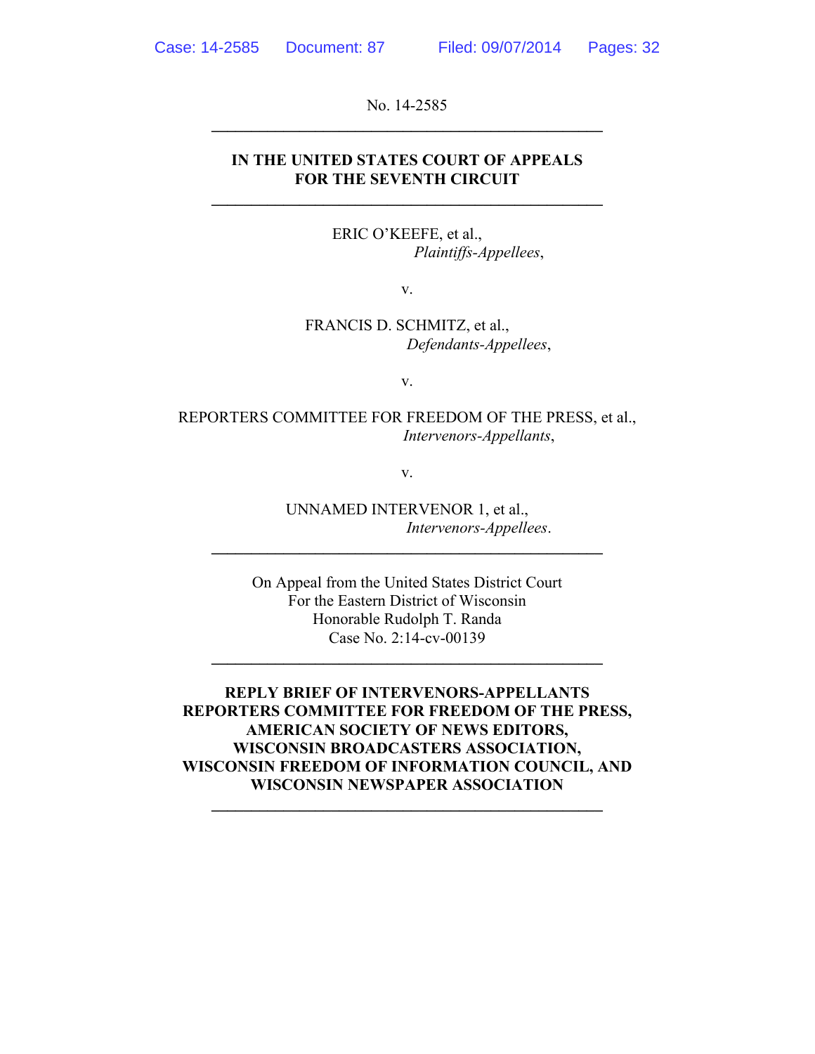No. 14-2585

---

**IN THE UNITED STATES COURT OF APPEALS**
**FOR THE SEVENTH CIRCUIT**

---

ERIC O'KEEFE, et al.,
*Plaintiffs-Appellees*,

v.

FRANCIS D. SCHMITZ, et al.,
*Defendants-Appellees*,

v.

REPORTERS COMMITTEE FOR FREEDOM OF THE PRESS, et al.,
*Intervenors-Appellants*,

v.

UNNAMED INTERVENOR 1, et al.,
*Intervenors-Appellees*.

---

On Appeal from the United States District Court
For the Eastern District of Wisconsin
Honorable Rudolph T. Randa
Case No. 2:14-cv-00139

---

**REPLY BRIEF OF INTERVENORS-APPELLANTS**
**REPORTERS COMMITTEE FOR FREEDOM OF THE PRESS,**
**AMERICAN SOCIETY OF NEWS EDITORS,**
**WISCONSIN BROADCASTERS ASSOCIATION,**
**WISCONSIN FREEDOM OF INFORMATION COUNCIL, AND**
**WISCONSIN NEWSPAPER ASSOCIATION**

---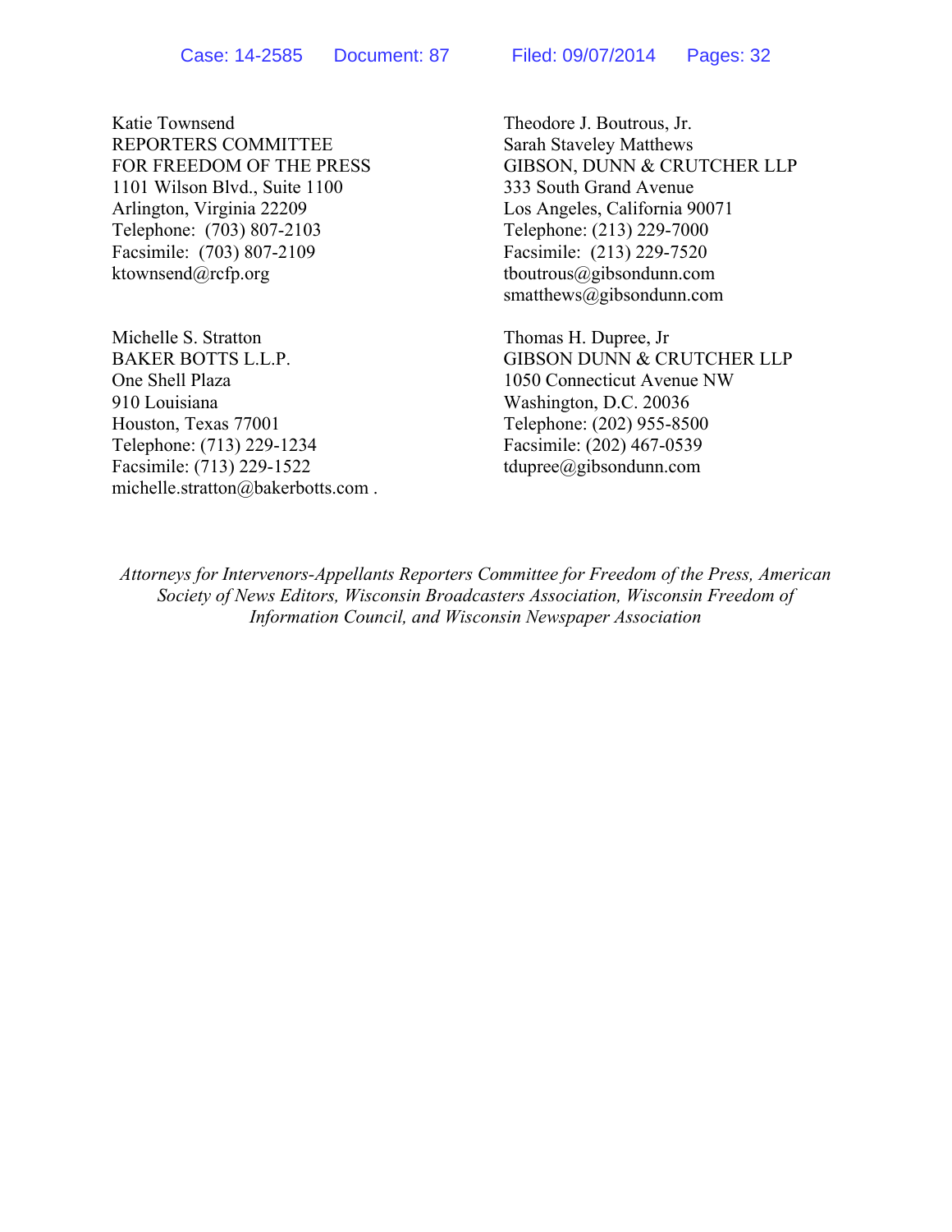Katie Townsend
REPORTERS COMMITTEE
FOR FREEDOM OF THE PRESS
1101 Wilson Blvd., Suite 1100
Arlington, Virginia 22209
Telephone: (703) 807-2103
Facsimile: (703) 807-2109
ktownsend@rcfp.org

Theodore J. Boutrous, Jr.
Sarah Staveley Matthews
GIBSON, DUNN & CRUTCHER LLP
333 South Grand Avenue
Los Angeles, California 90071
Telephone: (213) 229-7000
Facsimile: (213) 229-7520
tboutrous@gibsondunn.com
smatthews@gibsondunn.com

Michelle S. Stratton
BAKER BOTTS L.L.P.
One Shell Plaza
910 Louisiana
Houston, Texas 77001
Telephone: (713) 229-1234
Facsimile: (713) 229-1522
michelle.stratton@bakerbotts.com .

Thomas H. Dupree, Jr
GIBSON DUNN & CRUTCHER LLP
1050 Connecticut Avenue NW
Washington, D.C. 20036
Telephone: (202) 955-8500
Facsimile: (202) 467-0539
tdupree@gibsondunn.com

*Attorneys for Intervenors-Appellants Reporters Committee for Freedom of the Press, American Society of News Editors, Wisconsin Broadcasters Association, Wisconsin Freedom of Information Council, and Wisconsin Newspaper Association*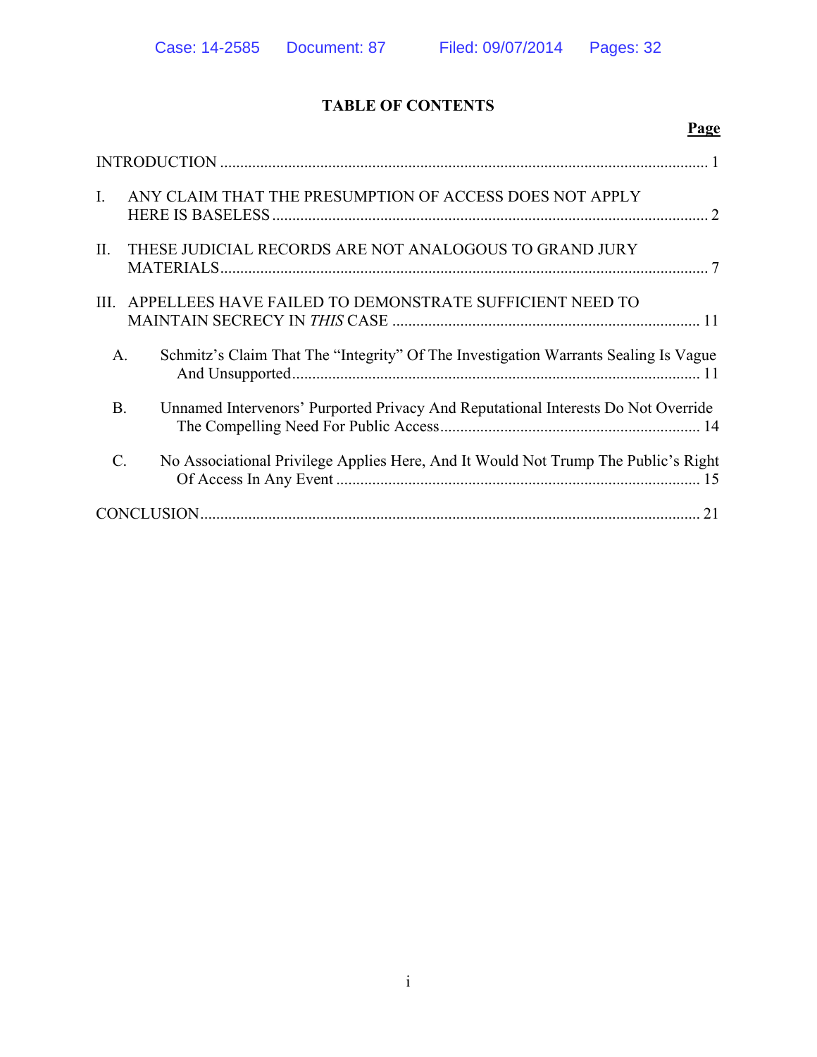# TABLE OF CONTENTS

| | Page |
|---|---|
| INTRODUCTION | 1 |
| I. ANY CLAIM THAT THE PRESUMPTION OF ACCESS DOES NOT APPLY HERE IS BASELESS | 2 |
| II. THESE JUDICIAL RECORDS ARE NOT ANALOGOUS TO GRAND JURY MATERIALS | 7 |
| III. APPELLEES HAVE FAILED TO DEMONSTRATE SUFFICIENT NEED TO MAINTAIN SECRECY IN *THIS* CASE | 11 |
| A. Schmitz's Claim That The "Integrity" Of The Investigation Warrants Sealing Is Vague And Unsupported | 11 |
| B. Unnamed Intervenors' Purported Privacy And Reputational Interests Do Not Override The Compelling Need For Public Access | 14 |
| C. No Associational Privilege Applies Here, And It Would Not Trump The Public's Right Of Access In Any Event | 15 |
| CONCLUSION | 21 |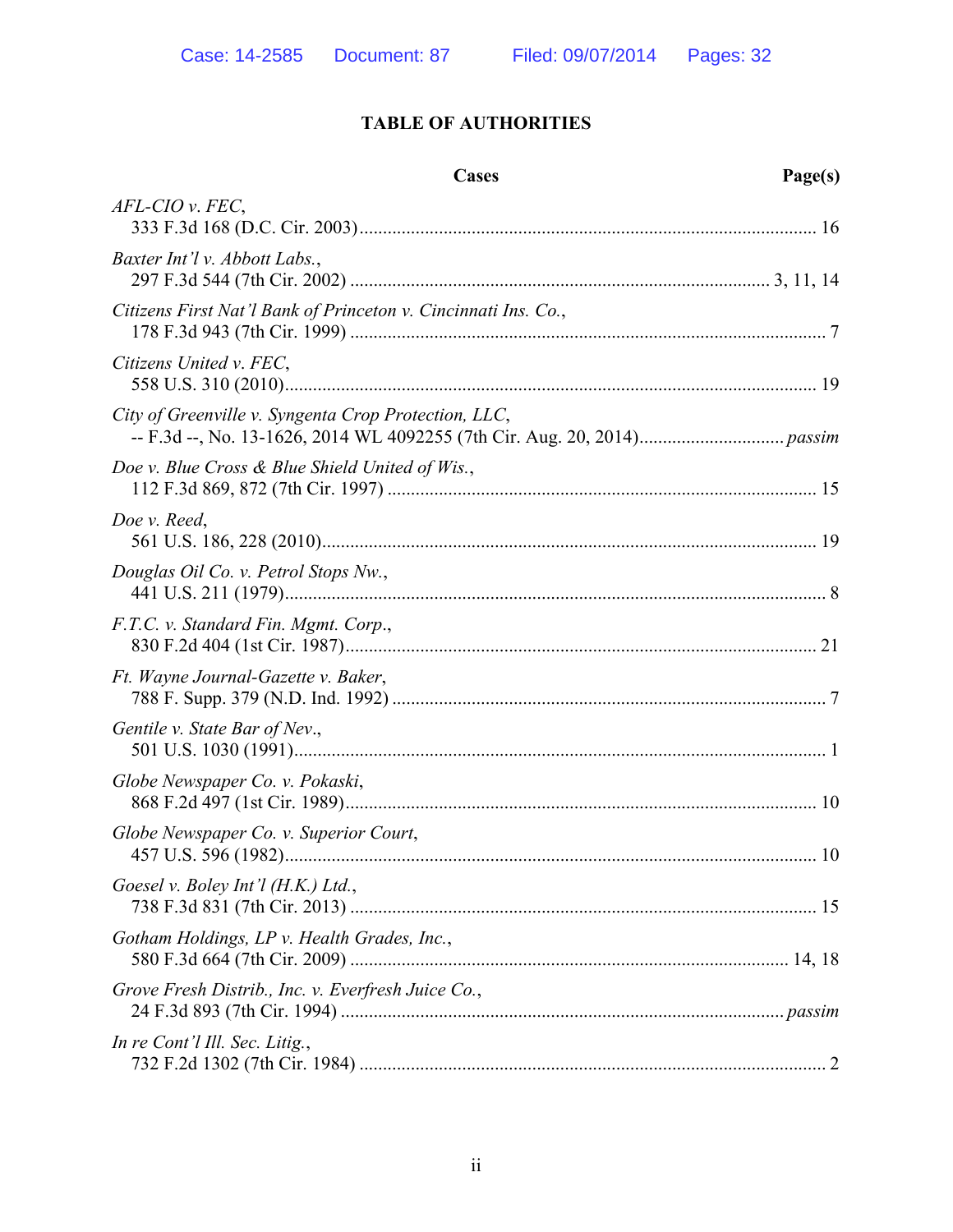## TABLE OF AUTHORITIES

| Cases | Page(s) |
|---|---|
| *AFL-CIO v. FEC*, 333 F.3d 168 (D.C. Cir. 2003) | 16 |
| *Baxter Int'l v. Abbott Labs.*, 297 F.3d 544 (7th Cir. 2002) | 3, 11, 14 |
| *Citizens First Nat'l Bank of Princeton v. Cincinnati Ins. Co.*, 178 F.3d 943 (7th Cir. 1999) | 7 |
| *Citizens United v. FEC*, 558 U.S. 310 (2010) | 19 |
| *City of Greenville v. Syngenta Crop Protection, LLC*, -- F.3d --, No. 13-1626, 2014 WL 4092255 (7th Cir. Aug. 20, 2014) | *passim* |
| *Doe v. Blue Cross & Blue Shield United of Wis.*, 112 F.3d 869, 872 (7th Cir. 1997) | 15 |
| *Doe v. Reed*, 561 U.S. 186, 228 (2010) | 19 |
| *Douglas Oil Co. v. Petrol Stops Nw.*, 441 U.S. 211 (1979) | 8 |
| *F.T.C. v. Standard Fin. Mgmt. Corp.*, 830 F.2d 404 (1st Cir. 1987) | 21 |
| *Ft. Wayne Journal-Gazette v. Baker*, 788 F. Supp. 379 (N.D. Ind. 1992) | 7 |
| *Gentile v. State Bar of Nev.*, 501 U.S. 1030 (1991) | 1 |
| *Globe Newspaper Co. v. Pokaski*, 868 F.2d 497 (1st Cir. 1989) | 10 |
| *Globe Newspaper Co. v. Superior Court*, 457 U.S. 596 (1982) | 10 |
| *Goesel v. Boley Int'l (H.K.) Ltd.*, 738 F.3d 831 (7th Cir. 2013) | 15 |
| *Gotham Holdings, LP v. Health Grades, Inc.*, 580 F.3d 664 (7th Cir. 2009) | 14, 18 |
| *Grove Fresh Distrib., Inc. v. Everfresh Juice Co.*, 24 F.3d 893 (7th Cir. 1994) | *passim* |
| *In re Cont'l Ill. Sec. Litig.*, 732 F.2d 1302 (7th Cir. 1984) | 2 |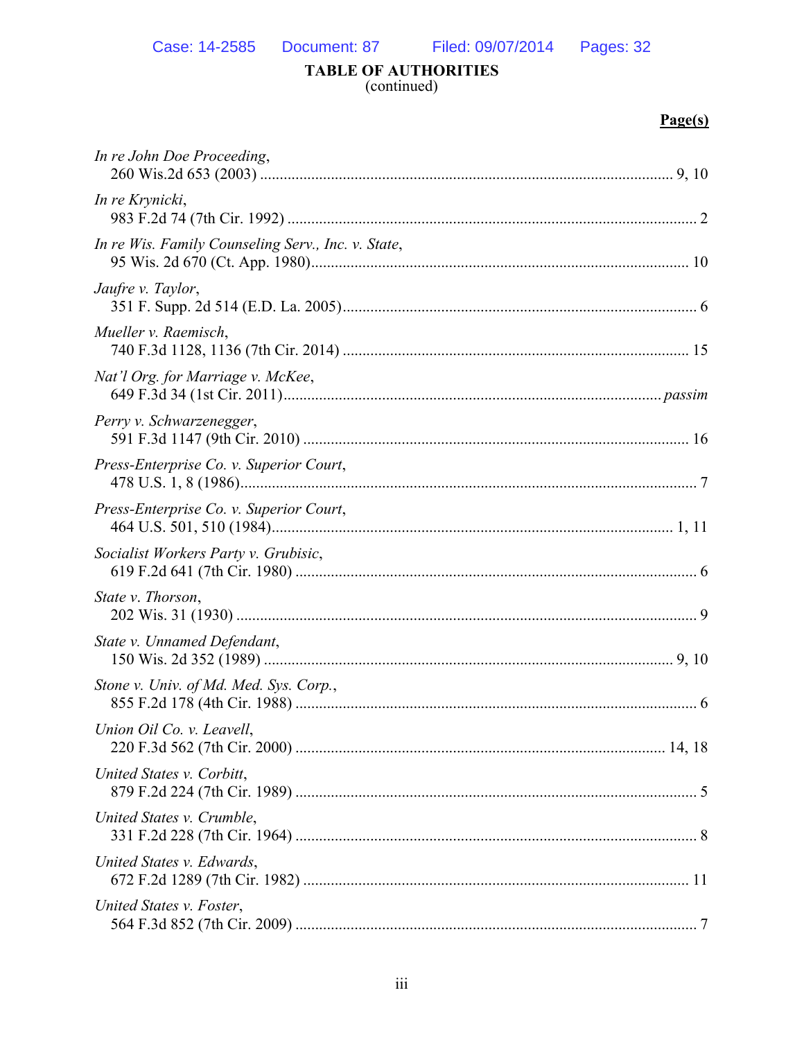**TABLE OF AUTHORITIES**
(continued)

**Page(s)**

*In re John Doe Proceeding*,
260 Wis.2d 653 (2003) ........................................................................................ 9, 10

*In re Krynicki*,
983 F.2d 74 (7th Cir. 1992) ........................................................................................ 2

*In re Wis. Family Counseling Serv., Inc. v. State*,
95 Wis. 2d 670 (Ct. App. 1980)............................................................................... 10

*Jaufre v. Taylor*,
351 F. Supp. 2d 514 (E.D. La. 2005)......................................................................... 6

*Mueller v. Raemisch*,
740 F.3d 1128, 1136 (7th Cir. 2014) ....................................................................... 15

*Nat'l Org. for Marriage v. McKee*,
649 F.3d 34 (1st Cir. 2011)............................................................................... *passim*

*Perry v. Schwarzenegger*,
591 F.3d 1147 (9th Cir. 2010) ................................................................................. 16

*Press-Enterprise Co. v. Superior Court*,
478 U.S. 1, 8 (1986)................................................................................................... 7

*Press-Enterprise Co. v. Superior Court*,
464 U.S. 501, 510 (1984)..................................................................................... 1, 11

*Socialist Workers Party v. Grubisic*,
619 F.2d 641 (7th Cir. 1980) ..................................................................................... 6

*State v. Thorson*,
202 Wis. 31 (1930) .................................................................................................... 9

*State v. Unnamed Defendant*,
150 Wis. 2d 352 (1989) ........................................................................................ 9, 10

*Stone v. Univ. of Md. Med. Sys. Corp.*,
855 F.2d 178 (4th Cir. 1988) ..................................................................................... 6

*Union Oil Co. v. Leavell*,
220 F.3d 562 (7th Cir. 2000) ............................................................................. 14, 18

*United States v. Corbitt*,
879 F.2d 224 (7th Cir. 1989) ..................................................................................... 5

*United States v. Crumble*,
331 F.2d 228 (7th Cir. 1964) ..................................................................................... 8

*United States v. Edwards*,
672 F.2d 1289 (7th Cir. 1982) ................................................................................. 11

*United States v. Foster*,
564 F.3d 852 (7th Cir. 2009) ..................................................................................... 7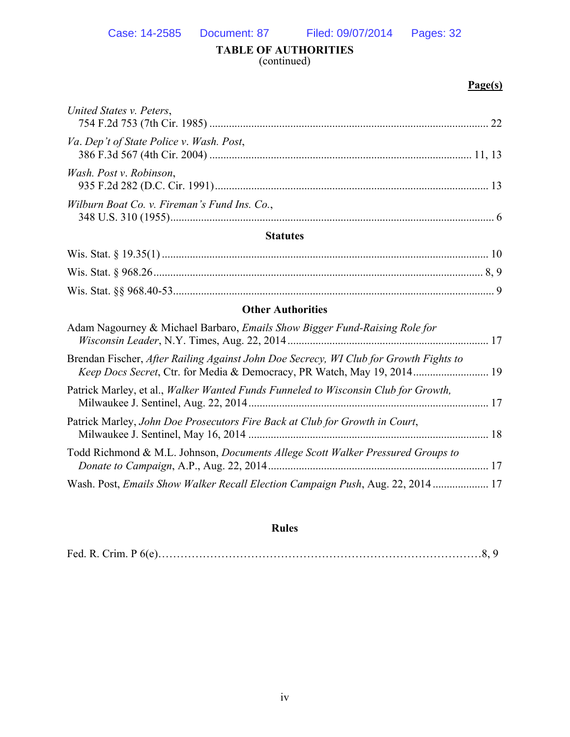**TABLE OF AUTHORITIES**
(continued)

**Page(s)**

*United States v. Peters*,
754 F.2d 753 (7th Cir. 1985) .................................................................................................. 22

*Va. Dep't of State Police v. Wash. Post*,
386 F.3d 567 (4th Cir. 2004) ............................................................................................ 11, 13

*Wash. Post v. Robinson*,
935 F.2d 282 (D.C. Cir. 1991) ................................................................................................ 13

*Wilburn Boat Co. v. Fireman's Fund Ins. Co.*,
348 U.S. 310 (1955) .................................................................................................................. 6

**Statutes**

Wis. Stat. § 19.35(1) ................................................................................................................... 10

Wis. Stat. § 968.26 ................................................................................................................... 8, 9

Wis. Stat. §§ 968.40-53 ................................................................................................................ 9

**Other Authorities**

Adam Nagourney & Michael Barbaro, *Emails Show Bigger Fund-Raising Role for Wisconsin Leader*, N.Y. Times, Aug. 22, 2014 ...................................................................... 17

Brendan Fischer, *After Railing Against John Doe Secrecy, WI Club for Growth Fights to Keep Docs Secret*, Ctr. for Media & Democracy, PR Watch, May 19, 2014 .......................... 19

Patrick Marley, et al., *Walker Wanted Funds Funneled to Wisconsin Club for Growth,* Milwaukee J. Sentinel, Aug. 22, 2014 .................................................................................... 17

Patrick Marley, *John Doe Prosecutors Fire Back at Club for Growth in Court*, Milwaukee J. Sentinel, May 16, 2014 ..................................................................................... 18

Todd Richmond & M.L. Johnson, *Documents Allege Scott Walker Pressured Groups to Donate to Campaign*, A.P., Aug. 22, 2014 .............................................................................. 17

Wash. Post, *Emails Show Walker Recall Election Campaign Push*, Aug. 22, 2014 .................... 17

**Rules**

Fed. R. Crim. P 6(e)……………………………………………………………………………8, 9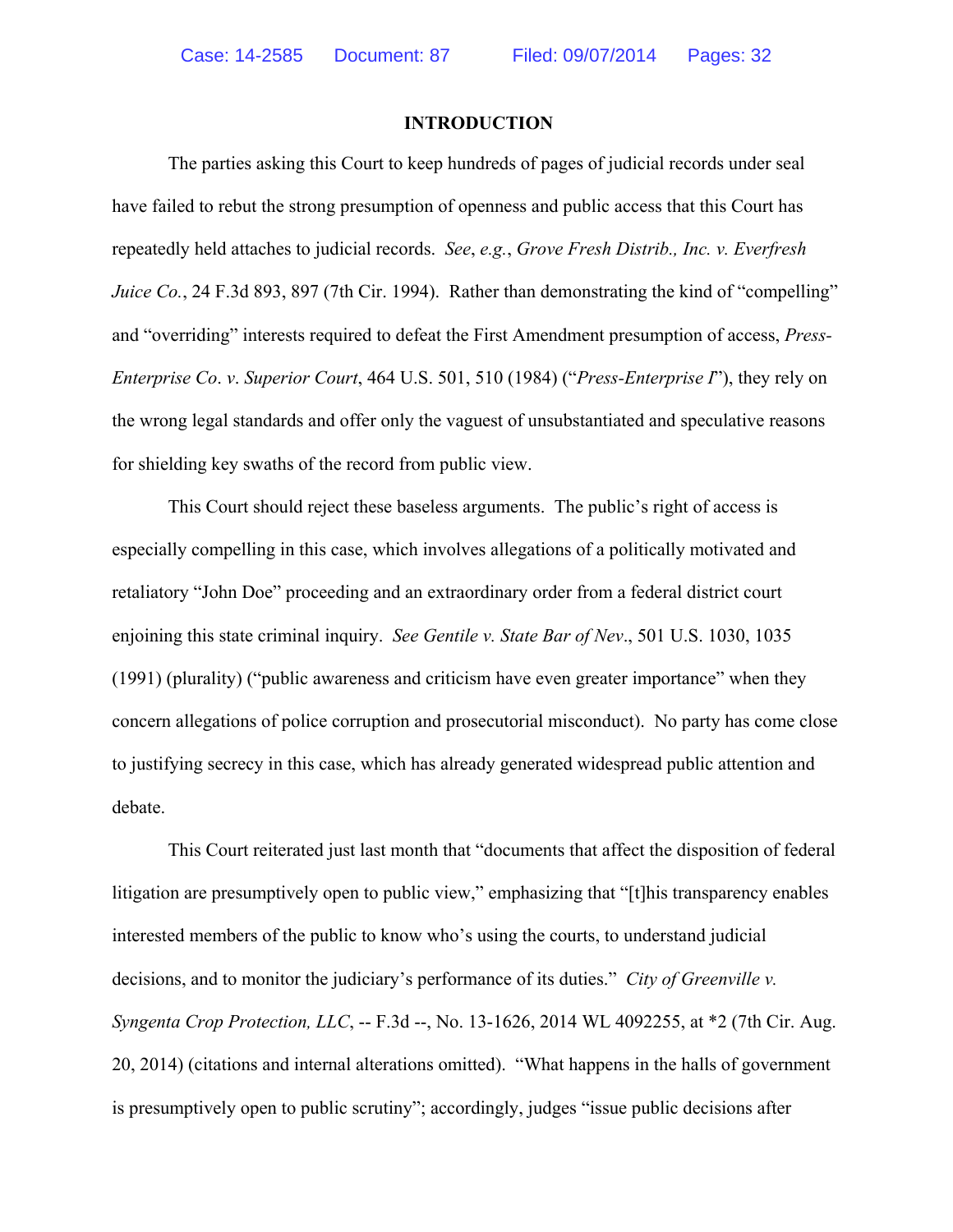## INTRODUCTION

The parties asking this Court to keep hundreds of pages of judicial records under seal have failed to rebut the strong presumption of openness and public access that this Court has repeatedly held attaches to judicial records. *See*, *e.g.*, *Grove Fresh Distrib., Inc. v. Everfresh Juice Co.*, 24 F.3d 893, 897 (7th Cir. 1994). Rather than demonstrating the kind of "compelling" and "overriding" interests required to defeat the First Amendment presumption of access, *Press-Enterprise Co*. *v*. *Superior Court*, 464 U.S. 501, 510 (1984) ("*Press-Enterprise I*"), they rely on the wrong legal standards and offer only the vaguest of unsubstantiated and speculative reasons for shielding key swaths of the record from public view.

This Court should reject these baseless arguments. The public's right of access is especially compelling in this case, which involves allegations of a politically motivated and retaliatory "John Doe" proceeding and an extraordinary order from a federal district court enjoining this state criminal inquiry. *See Gentile v. State Bar of Nev*., 501 U.S. 1030, 1035 (1991) (plurality) ("public awareness and criticism have even greater importance" when they concern allegations of police corruption and prosecutorial misconduct). No party has come close to justifying secrecy in this case, which has already generated widespread public attention and debate.

This Court reiterated just last month that "documents that affect the disposition of federal litigation are presumptively open to public view," emphasizing that "[t]his transparency enables interested members of the public to know who's using the courts, to understand judicial decisions, and to monitor the judiciary's performance of its duties." *City of Greenville v. Syngenta Crop Protection, LLC*, -- F.3d --, No. 13-1626, 2014 WL 4092255, at *2 (7th Cir. Aug. 20, 2014) (citations and internal alterations omitted). "What happens in the halls of government is presumptively open to public scrutiny"; accordingly, judges "issue public decisions after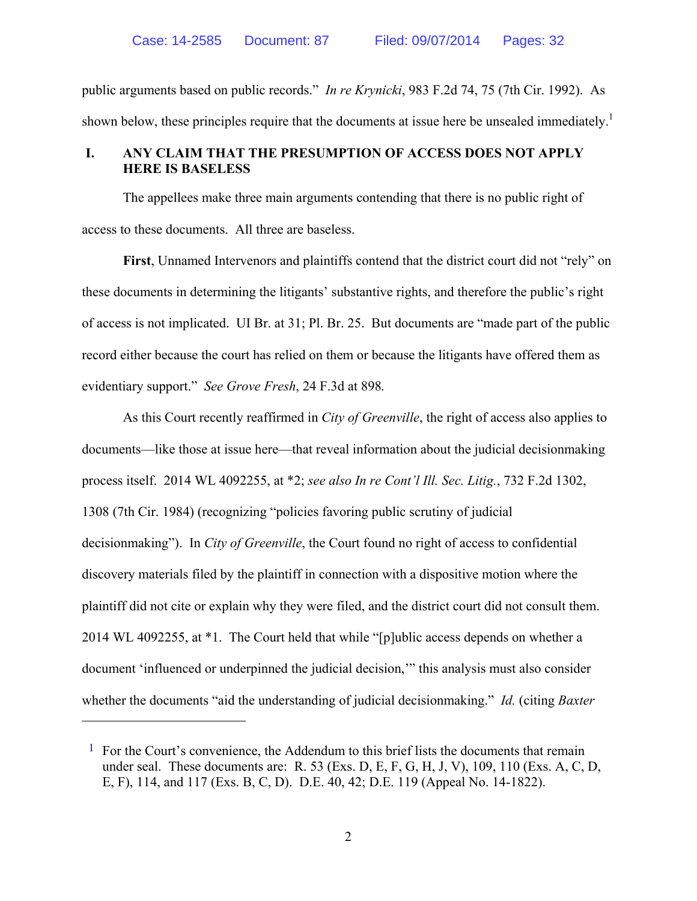public arguments based on public records." *In re Krynicki*, 983 F.2d 74, 75 (7th Cir. 1992). As shown below, these principles require that the documents at issue here be unsealed immediately.[1]

## I. ANY CLAIM THAT THE PRESUMPTION OF ACCESS DOES NOT APPLY HERE IS BASELESS

The appellees make three main arguments contending that there is no public right of access to these documents. All three are baseless.

**First**, Unnamed Intervenors and plaintiffs contend that the district court did not "rely" on these documents in determining the litigants' substantive rights, and therefore the public's right of access is not implicated. UI Br. at 31; Pl. Br. 25. But documents are "made part of the public record either because the court has relied on them or because the litigants have offered them as evidentiary support." *See Grove Fresh*, 24 F.3d at 898*.*

As this Court recently reaffirmed in *City of Greenville*, the right of access also applies to documents—like those at issue here—that reveal information about the judicial decisionmaking process itself. 2014 WL 4092255, at *2; *see also In re Cont'l Ill. Sec. Litig.*, 732 F.2d 1302, 1308 (7th Cir. 1984) (recognizing "policies favoring public scrutiny of judicial decisionmaking"). In *City of Greenville*, the Court found no right of access to confidential discovery materials filed by the plaintiff in connection with a dispositive motion where the plaintiff did not cite or explain why they were filed, and the district court did not consult them. 2014 WL 4092255, at *1. The Court held that while "[p]ublic access depends on whether a document 'influenced or underpinned the judicial decision,'" this analysis must also consider whether the documents "aid the understanding of judicial decisionmaking." *Id.* (citing *Baxter*

---

[1] For the Court's convenience, the Addendum to this brief lists the documents that remain under seal. These documents are: R. 53 (Exs. D, E, F, G, H, J, V), 109, 110 (Exs. A, C, D, E, F), 114, and 117 (Exs. B, C, D). D.E. 40, 42; D.E. 119 (Appeal No. 14-1822).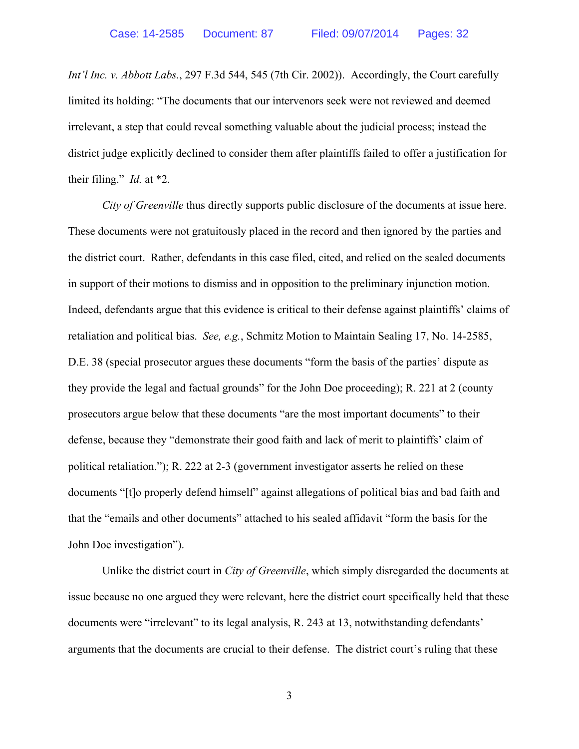*Int'l Inc. v. Abbott Labs.*, 297 F.3d 544, 545 (7th Cir. 2002)). Accordingly, the Court carefully limited its holding: "The documents that our intervenors seek were not reviewed and deemed irrelevant, a step that could reveal something valuable about the judicial process; instead the district judge explicitly declined to consider them after plaintiffs failed to offer a justification for their filing." *Id.* at *2.

*City of Greenville* thus directly supports public disclosure of the documents at issue here. These documents were not gratuitously placed in the record and then ignored by the parties and the district court. Rather, defendants in this case filed, cited, and relied on the sealed documents in support of their motions to dismiss and in opposition to the preliminary injunction motion. Indeed, defendants argue that this evidence is critical to their defense against plaintiffs' claims of retaliation and political bias. *See, e.g.*, Schmitz Motion to Maintain Sealing 17, No. 14-2585, D.E. 38 (special prosecutor argues these documents "form the basis of the parties' dispute as they provide the legal and factual grounds" for the John Doe proceeding); R. 221 at 2 (county prosecutors argue below that these documents "are the most important documents" to their defense, because they "demonstrate their good faith and lack of merit to plaintiffs' claim of political retaliation."); R. 222 at 2-3 (government investigator asserts he relied on these documents "[t]o properly defend himself" against allegations of political bias and bad faith and that the "emails and other documents" attached to his sealed affidavit "form the basis for the John Doe investigation").

Unlike the district court in *City of Greenville*, which simply disregarded the documents at issue because no one argued they were relevant, here the district court specifically held that these documents were "irrelevant" to its legal analysis, R. 243 at 13, notwithstanding defendants' arguments that the documents are crucial to their defense. The district court's ruling that these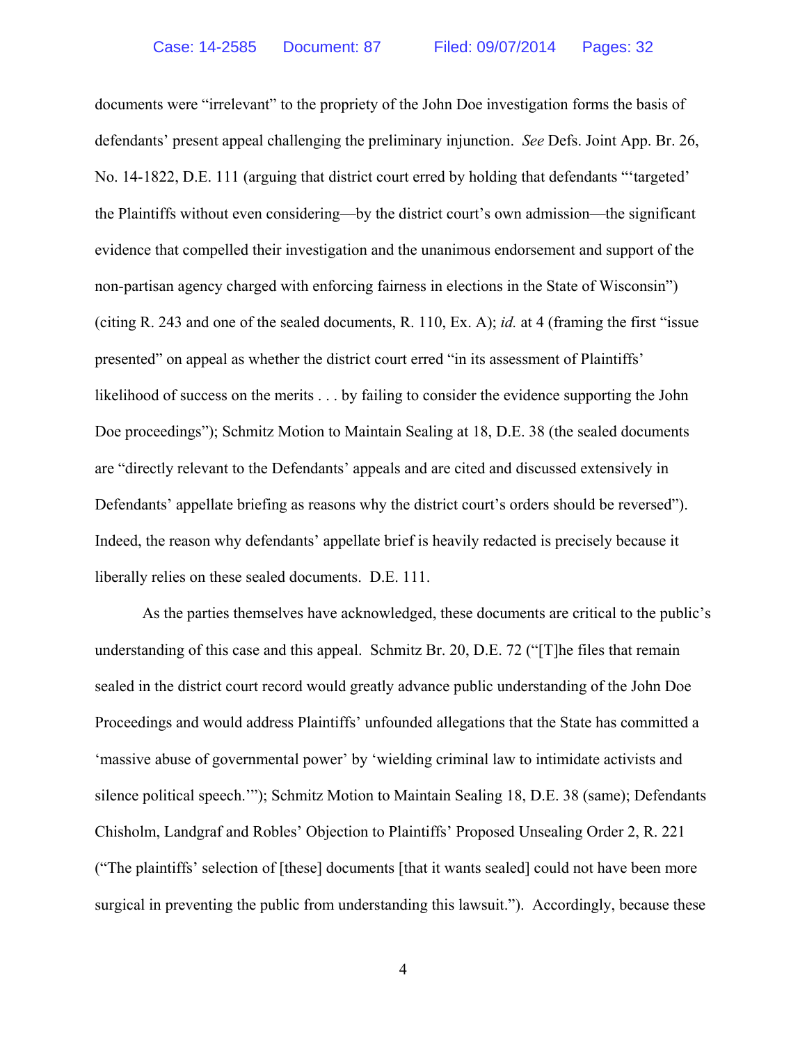documents were "irrelevant" to the propriety of the John Doe investigation forms the basis of defendants' present appeal challenging the preliminary injunction. *See* Defs. Joint App. Br. 26, No. 14-1822, D.E. 111 (arguing that district court erred by holding that defendants "'targeted' the Plaintiffs without even considering—by the district court's own admission—the significant evidence that compelled their investigation and the unanimous endorsement and support of the non-partisan agency charged with enforcing fairness in elections in the State of Wisconsin") (citing R. 243 and one of the sealed documents, R. 110, Ex. A); *id.* at 4 (framing the first "issue presented" on appeal as whether the district court erred "in its assessment of Plaintiffs' likelihood of success on the merits . . . by failing to consider the evidence supporting the John Doe proceedings"); Schmitz Motion to Maintain Sealing at 18, D.E. 38 (the sealed documents are "directly relevant to the Defendants' appeals and are cited and discussed extensively in Defendants' appellate briefing as reasons why the district court's orders should be reversed"). Indeed, the reason why defendants' appellate brief is heavily redacted is precisely because it liberally relies on these sealed documents. D.E. 111.

As the parties themselves have acknowledged, these documents are critical to the public's understanding of this case and this appeal. Schmitz Br. 20, D.E. 72 ("[T]he files that remain sealed in the district court record would greatly advance public understanding of the John Doe Proceedings and would address Plaintiffs' unfounded allegations that the State has committed a 'massive abuse of governmental power' by 'wielding criminal law to intimidate activists and silence political speech.'"); Schmitz Motion to Maintain Sealing 18, D.E. 38 (same); Defendants Chisholm, Landgraf and Robles' Objection to Plaintiffs' Proposed Unsealing Order 2, R. 221 ("The plaintiffs' selection of [these] documents [that it wants sealed] could not have been more surgical in preventing the public from understanding this lawsuit."). Accordingly, because these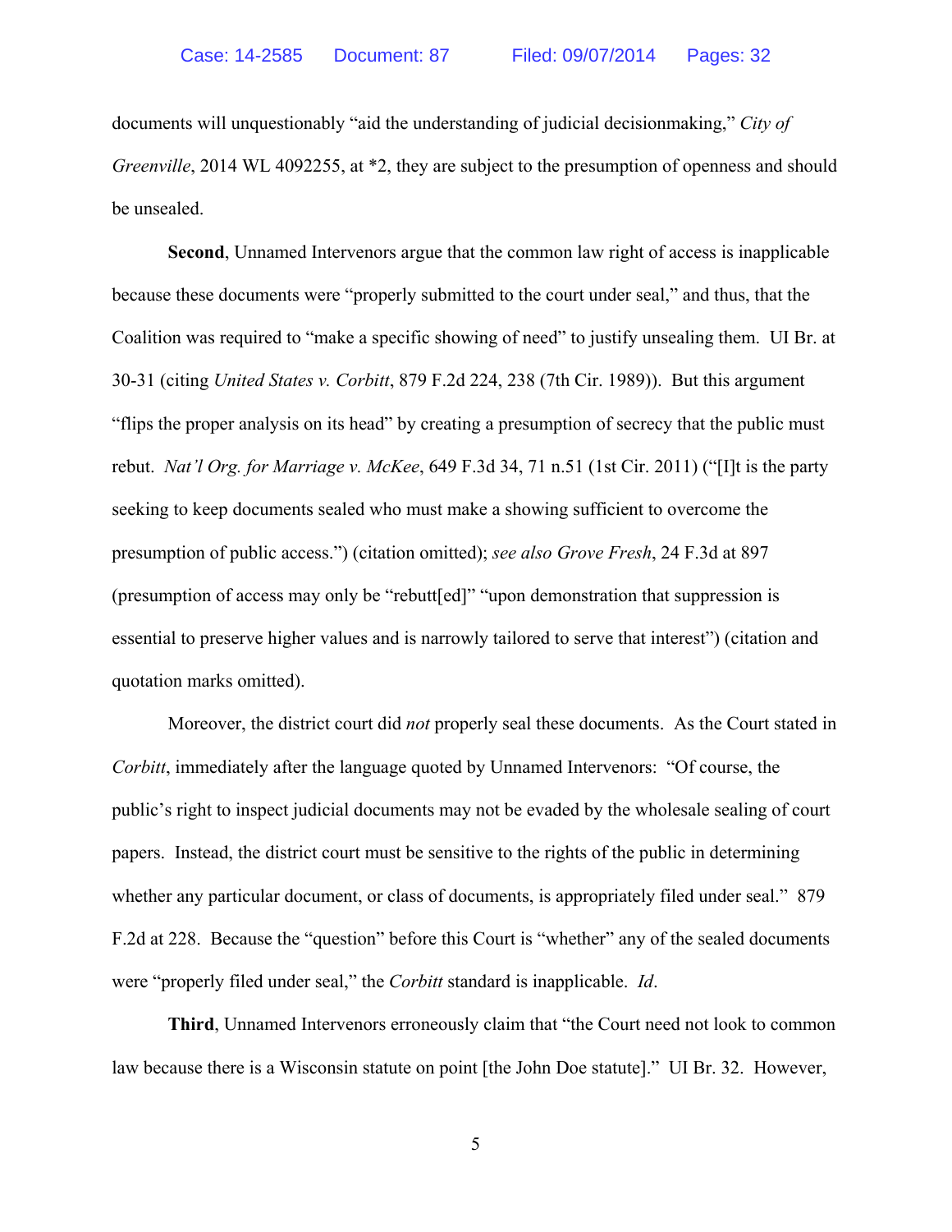documents will unquestionably "aid the understanding of judicial decisionmaking," *City of Greenville*, 2014 WL 4092255, at *2, they are subject to the presumption of openness and should be unsealed.

**Second**, Unnamed Intervenors argue that the common law right of access is inapplicable because these documents were "properly submitted to the court under seal," and thus, that the Coalition was required to "make a specific showing of need" to justify unsealing them. UI Br. at 30-31 (citing *United States v. Corbitt*, 879 F.2d 224, 238 (7th Cir. 1989)). But this argument "flips the proper analysis on its head" by creating a presumption of secrecy that the public must rebut. *Nat'l Org. for Marriage v. McKee*, 649 F.3d 34, 71 n.51 (1st Cir. 2011) ("[I]t is the party seeking to keep documents sealed who must make a showing sufficient to overcome the presumption of public access.") (citation omitted); *see also Grove Fresh*, 24 F.3d at 897 (presumption of access may only be "rebutt[ed]" "upon demonstration that suppression is essential to preserve higher values and is narrowly tailored to serve that interest") (citation and quotation marks omitted).

Moreover, the district court did *not* properly seal these documents. As the Court stated in *Corbitt*, immediately after the language quoted by Unnamed Intervenors: "Of course, the public's right to inspect judicial documents may not be evaded by the wholesale sealing of court papers. Instead, the district court must be sensitive to the rights of the public in determining whether any particular document, or class of documents, is appropriately filed under seal." 879 F.2d at 228. Because the "question" before this Court is "whether" any of the sealed documents were "properly filed under seal," the *Corbitt* standard is inapplicable. *Id*.

**Third**, Unnamed Intervenors erroneously claim that "the Court need not look to common law because there is a Wisconsin statute on point [the John Doe statute]." UI Br. 32. However,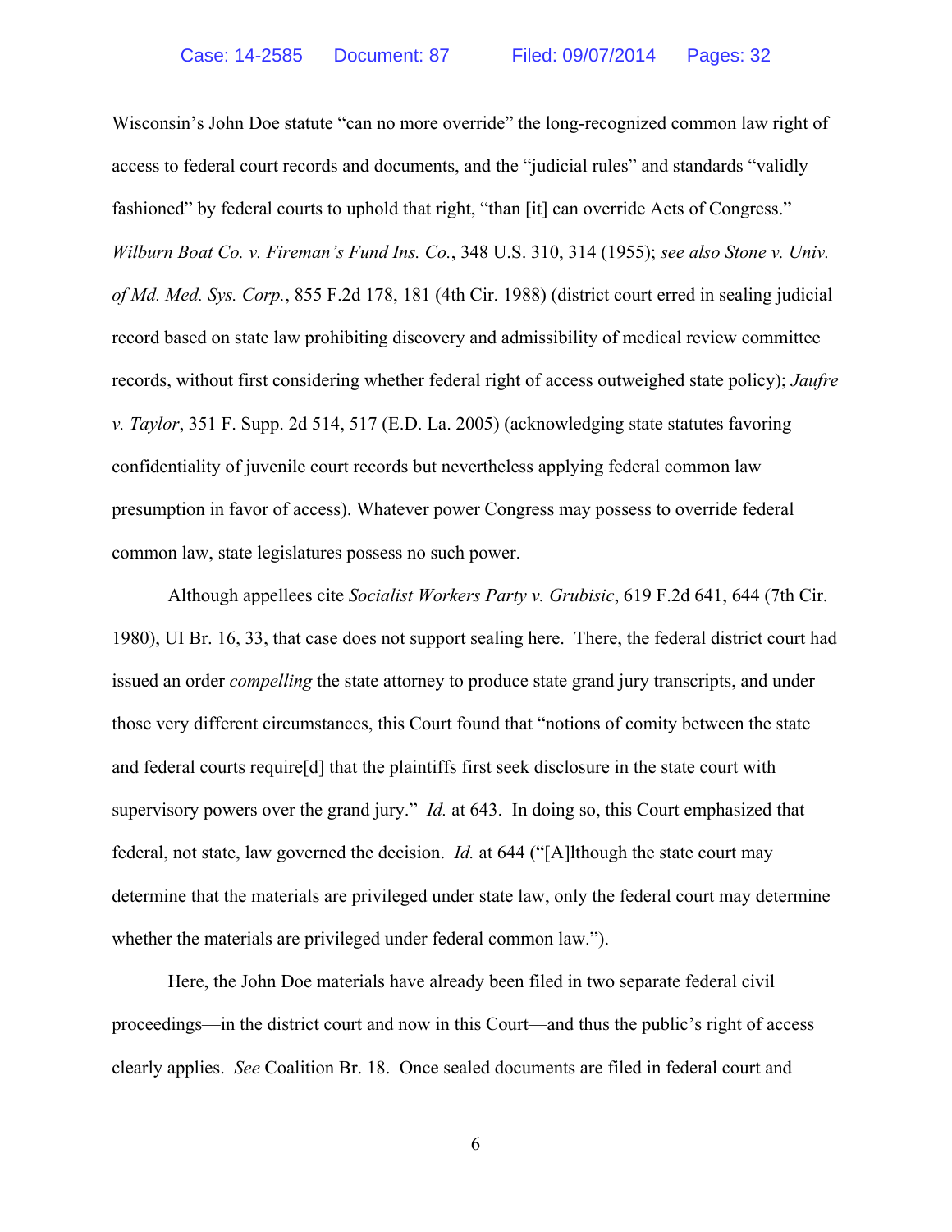Wisconsin's John Doe statute "can no more override" the long-recognized common law right of access to federal court records and documents, and the "judicial rules" and standards "validly fashioned" by federal courts to uphold that right, "than [it] can override Acts of Congress." *Wilburn Boat Co. v. Fireman's Fund Ins. Co.*, 348 U.S. 310, 314 (1955); *see also Stone v. Univ. of Md. Med. Sys. Corp.*, 855 F.2d 178, 181 (4th Cir. 1988) (district court erred in sealing judicial record based on state law prohibiting discovery and admissibility of medical review committee records, without first considering whether federal right of access outweighed state policy); *Jaufre v. Taylor*, 351 F. Supp. 2d 514, 517 (E.D. La. 2005) (acknowledging state statutes favoring confidentiality of juvenile court records but nevertheless applying federal common law presumption in favor of access). Whatever power Congress may possess to override federal common law, state legislatures possess no such power.

Although appellees cite *Socialist Workers Party v. Grubisic*, 619 F.2d 641, 644 (7th Cir. 1980), UI Br. 16, 33, that case does not support sealing here. There, the federal district court had issued an order *compelling* the state attorney to produce state grand jury transcripts, and under those very different circumstances, this Court found that "notions of comity between the state and federal courts require[d] that the plaintiffs first seek disclosure in the state court with supervisory powers over the grand jury." *Id.* at 643. In doing so, this Court emphasized that federal, not state, law governed the decision. *Id.* at 644 ("[A]lthough the state court may determine that the materials are privileged under state law, only the federal court may determine whether the materials are privileged under federal common law.").

Here, the John Doe materials have already been filed in two separate federal civil proceedings—in the district court and now in this Court—and thus the public's right of access clearly applies. *See* Coalition Br. 18. Once sealed documents are filed in federal court and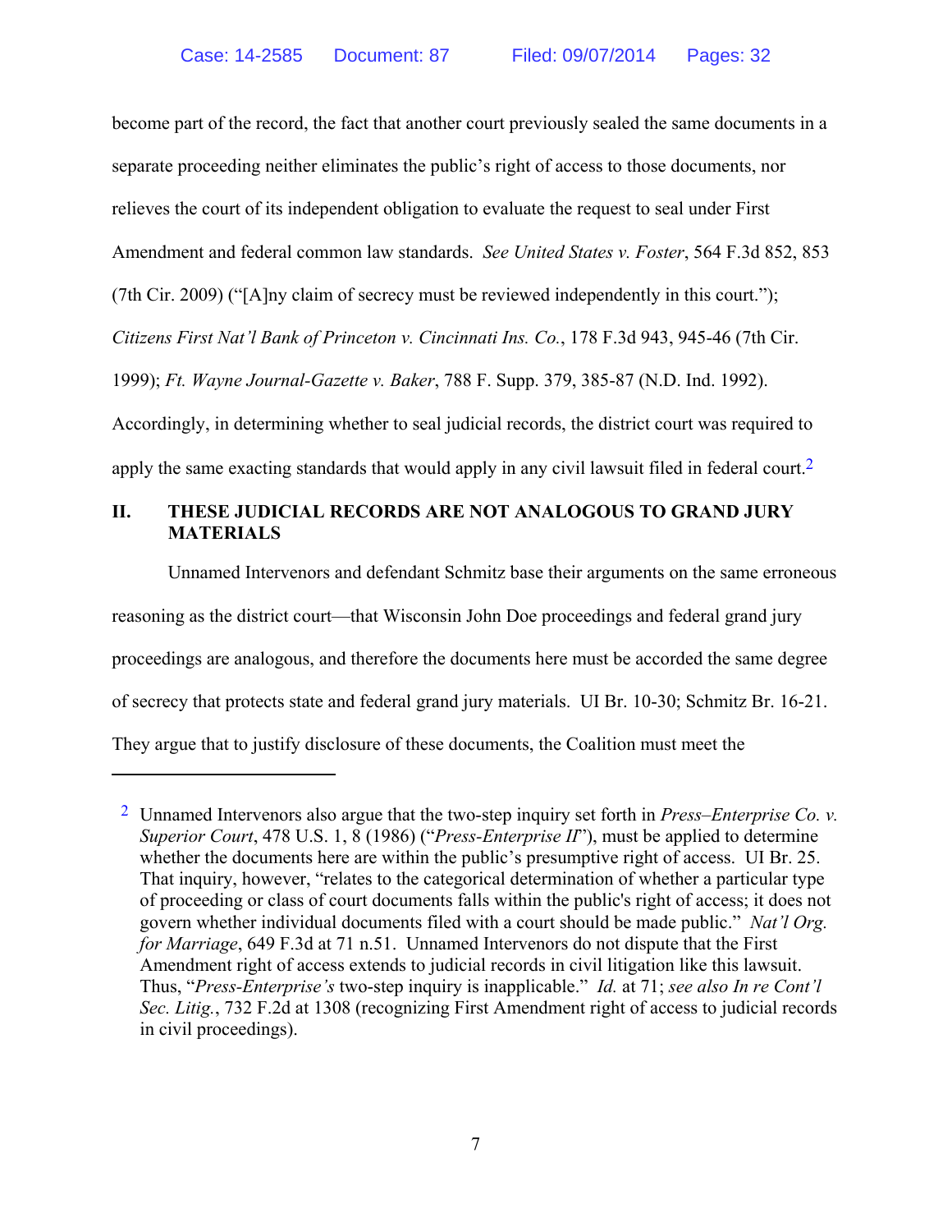become part of the record, the fact that another court previously sealed the same documents in a separate proceeding neither eliminates the public's right of access to those documents, nor relieves the court of its independent obligation to evaluate the request to seal under First Amendment and federal common law standards. *See United States v. Foster*, 564 F.3d 852, 853 (7th Cir. 2009) ("[A]ny claim of secrecy must be reviewed independently in this court."); *Citizens First Nat'l Bank of Princeton v. Cincinnati Ins. Co.*, 178 F.3d 943, 945-46 (7th Cir. 1999); *Ft. Wayne Journal-Gazette v. Baker*, 788 F. Supp. 379, 385-87 (N.D. Ind. 1992). Accordingly, in determining whether to seal judicial records, the district court was required to apply the same exacting standards that would apply in any civil lawsuit filed in federal court.[2]

## II. THESE JUDICIAL RECORDS ARE NOT ANALOGOUS TO GRAND JURY MATERIALS

Unnamed Intervenors and defendant Schmitz base their arguments on the same erroneous reasoning as the district court—that Wisconsin John Doe proceedings and federal grand jury proceedings are analogous, and therefore the documents here must be accorded the same degree of secrecy that protects state and federal grand jury materials. UI Br. 10-30; Schmitz Br. 16-21. They argue that to justify disclosure of these documents, the Coalition must meet the

---

[2] Unnamed Intervenors also argue that the two-step inquiry set forth in *Press–Enterprise Co. v. Superior Court*, 478 U.S. 1, 8 (1986) ("*Press-Enterprise II*"), must be applied to determine whether the documents here are within the public's presumptive right of access. UI Br. 25. That inquiry, however, "relates to the categorical determination of whether a particular type of proceeding or class of court documents falls within the public's right of access; it does not govern whether individual documents filed with a court should be made public." *Nat'l Org. for Marriage*, 649 F.3d at 71 n.51. Unnamed Intervenors do not dispute that the First Amendment right of access extends to judicial records in civil litigation like this lawsuit. Thus, "*Press-Enterprise's* two-step inquiry is inapplicable." *Id.* at 71; *see also In re Cont'l Sec. Litig.*, 732 F.2d at 1308 (recognizing First Amendment right of access to judicial records in civil proceedings).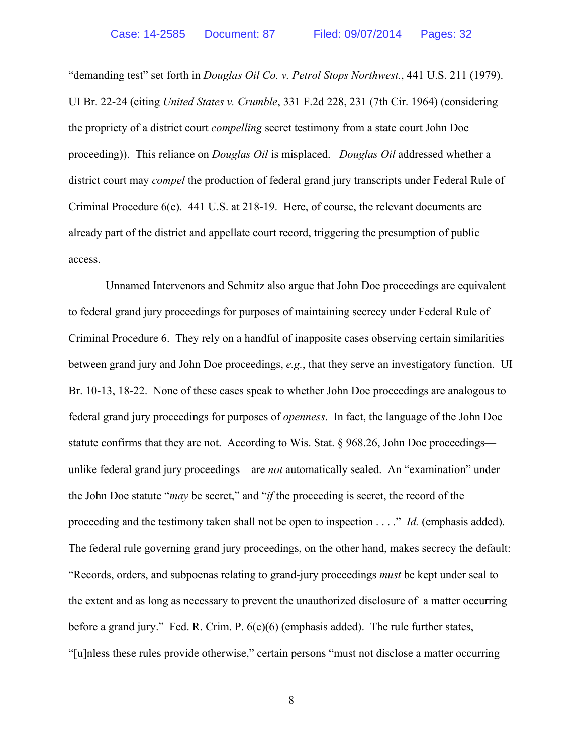"demanding test" set forth in *Douglas Oil Co. v. Petrol Stops Northwest.*, 441 U.S. 211 (1979). UI Br. 22-24 (citing *United States v. Crumble*, 331 F.2d 228, 231 (7th Cir. 1964) (considering the propriety of a district court *compelling* secret testimony from a state court John Doe proceeding)). This reliance on *Douglas Oil* is misplaced. *Douglas Oil* addressed whether a district court may *compel* the production of federal grand jury transcripts under Federal Rule of Criminal Procedure 6(e). 441 U.S. at 218-19. Here, of course, the relevant documents are already part of the district and appellate court record, triggering the presumption of public access.

Unnamed Intervenors and Schmitz also argue that John Doe proceedings are equivalent to federal grand jury proceedings for purposes of maintaining secrecy under Federal Rule of Criminal Procedure 6. They rely on a handful of inapposite cases observing certain similarities between grand jury and John Doe proceedings, *e.g.*, that they serve an investigatory function. UI Br. 10-13, 18-22. None of these cases speak to whether John Doe proceedings are analogous to federal grand jury proceedings for purposes of *openness*. In fact, the language of the John Doe statute confirms that they are not. According to Wis. Stat. § 968.26, John Doe proceedings—unlike federal grand jury proceedings—are *not* automatically sealed. An "examination" under the John Doe statute "*may* be secret," and "*if* the proceeding is secret, the record of the proceeding and the testimony taken shall not be open to inspection . . . ." *Id.* (emphasis added). The federal rule governing grand jury proceedings, on the other hand, makes secrecy the default: "Records, orders, and subpoenas relating to grand-jury proceedings *must* be kept under seal to the extent and as long as necessary to prevent the unauthorized disclosure of a matter occurring before a grand jury." Fed. R. Crim. P. 6(e)(6) (emphasis added). The rule further states, "[u]nless these rules provide otherwise," certain persons "must not disclose a matter occurring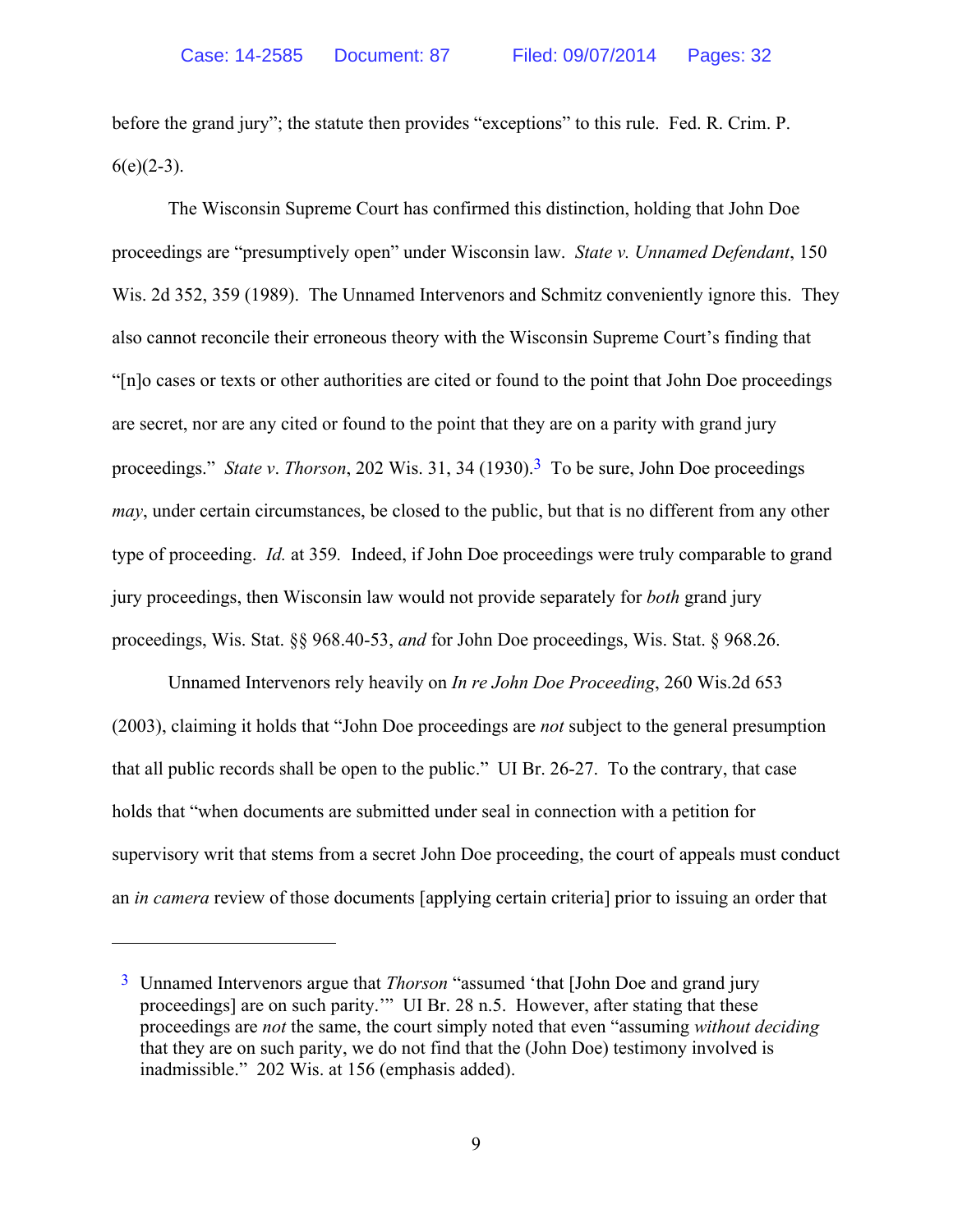before the grand jury"; the statute then provides "exceptions" to this rule. Fed. R. Crim. P. 6(e)(2-3).

The Wisconsin Supreme Court has confirmed this distinction, holding that John Doe proceedings are "presumptively open" under Wisconsin law. *State v. Unnamed Defendant*, 150 Wis. 2d 352, 359 (1989). The Unnamed Intervenors and Schmitz conveniently ignore this. They also cannot reconcile their erroneous theory with the Wisconsin Supreme Court's finding that "[n]o cases or texts or other authorities are cited or found to the point that John Doe proceedings are secret, nor are any cited or found to the point that they are on a parity with grand jury proceedings." *State v. Thorson*, 202 Wis. 31, 34 (1930).[3] To be sure, John Doe proceedings *may*, under certain circumstances, be closed to the public, but that is no different from any other type of proceeding. *Id.* at 359. Indeed, if John Doe proceedings were truly comparable to grand jury proceedings, then Wisconsin law would not provide separately for *both* grand jury proceedings, Wis. Stat. §§ 968.40-53, *and* for John Doe proceedings, Wis. Stat. § 968.26.

Unnamed Intervenors rely heavily on *In re John Doe Proceeding*, 260 Wis.2d 653 (2003), claiming it holds that "John Doe proceedings are *not* subject to the general presumption that all public records shall be open to the public." UI Br. 26-27. To the contrary, that case holds that "when documents are submitted under seal in connection with a petition for supervisory writ that stems from a secret John Doe proceeding, the court of appeals must conduct an *in camera* review of those documents [applying certain criteria] prior to issuing an order that

---

[3] Unnamed Intervenors argue that *Thorson* "assumed 'that [John Doe and grand jury proceedings] are on such parity.'" UI Br. 28 n.5. However, after stating that these proceedings are *not* the same, the court simply noted that even "assuming *without deciding* that they are on such parity, we do not find that the (John Doe) testimony involved is inadmissible." 202 Wis. at 156 (emphasis added).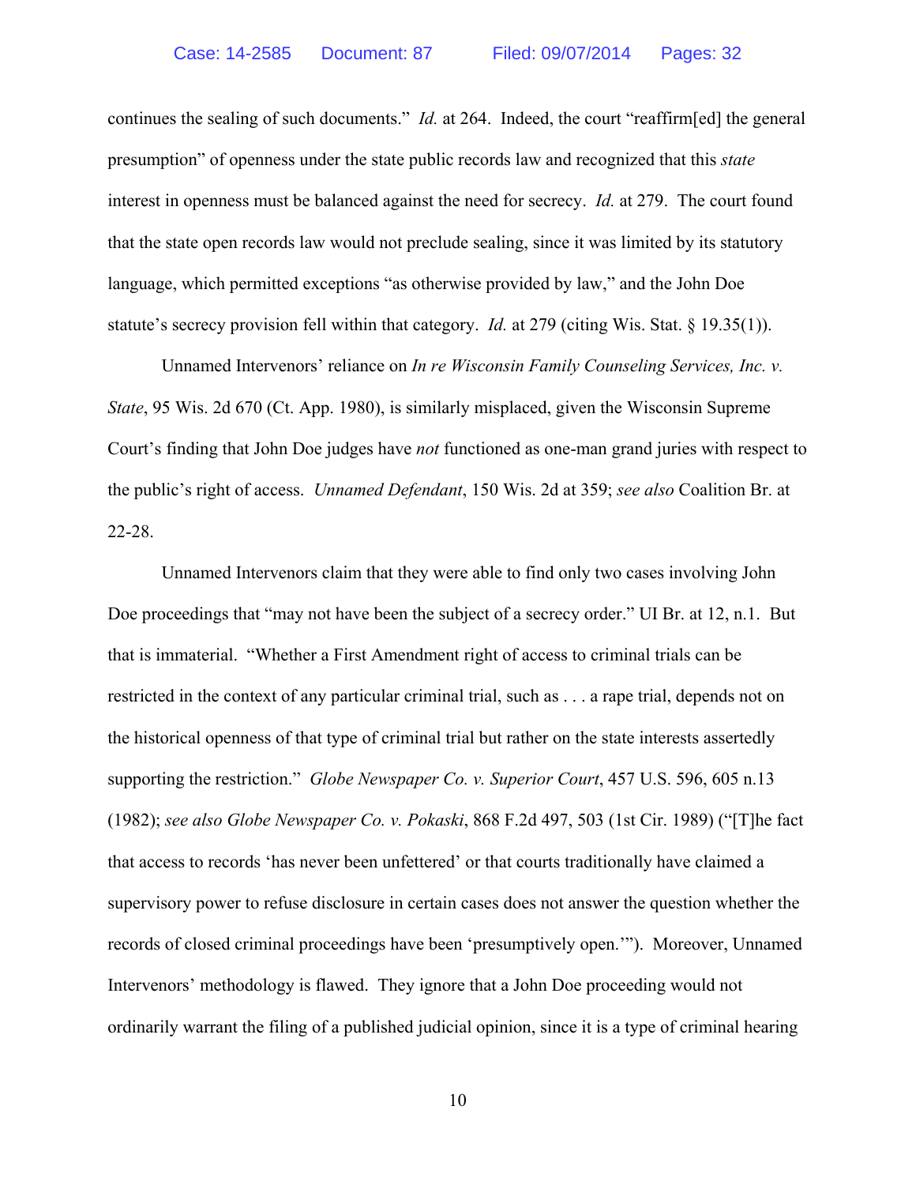continues the sealing of such documents." *Id.* at 264. Indeed, the court "reaffirm[ed] the general presumption" of openness under the state public records law and recognized that this *state* interest in openness must be balanced against the need for secrecy. *Id.* at 279. The court found that the state open records law would not preclude sealing, since it was limited by its statutory language, which permitted exceptions "as otherwise provided by law," and the John Doe statute's secrecy provision fell within that category. *Id.* at 279 (citing Wis. Stat. § 19.35(1)).

Unnamed Intervenors' reliance on *In re Wisconsin Family Counseling Services, Inc. v. State*, 95 Wis. 2d 670 (Ct. App. 1980), is similarly misplaced, given the Wisconsin Supreme Court's finding that John Doe judges have *not* functioned as one-man grand juries with respect to the public's right of access. *Unnamed Defendant*, 150 Wis. 2d at 359; *see also* Coalition Br. at 22-28.

Unnamed Intervenors claim that they were able to find only two cases involving John Doe proceedings that "may not have been the subject of a secrecy order." UI Br. at 12, n.1. But that is immaterial. "Whether a First Amendment right of access to criminal trials can be restricted in the context of any particular criminal trial, such as . . . a rape trial, depends not on the historical openness of that type of criminal trial but rather on the state interests assertedly supporting the restriction." *Globe Newspaper Co. v. Superior Court*, 457 U.S. 596, 605 n.13 (1982); *see also Globe Newspaper Co. v. Pokaski*, 868 F.2d 497, 503 (1st Cir. 1989) ("[T]he fact that access to records 'has never been unfettered' or that courts traditionally have claimed a supervisory power to refuse disclosure in certain cases does not answer the question whether the records of closed criminal proceedings have been 'presumptively open.'"). Moreover, Unnamed Intervenors' methodology is flawed. They ignore that a John Doe proceeding would not ordinarily warrant the filing of a published judicial opinion, since it is a type of criminal hearing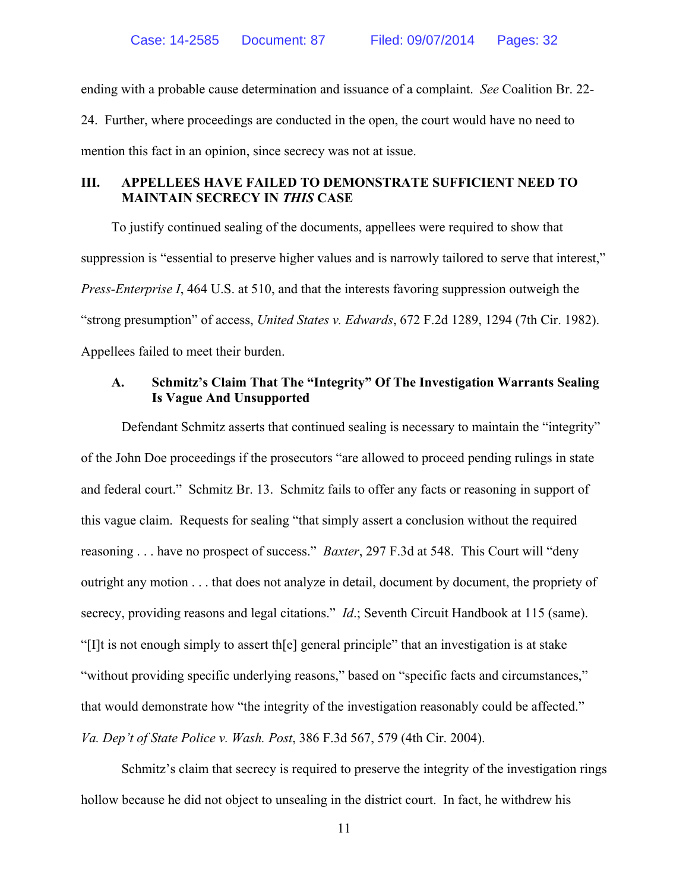ending with a probable cause determination and issuance of a complaint. *See* Coalition Br. 22-24. Further, where proceedings are conducted in the open, the court would have no need to mention this fact in an opinion, since secrecy was not at issue.

## III. APPELLEES HAVE FAILED TO DEMONSTRATE SUFFICIENT NEED TO MAINTAIN SECRECY IN *THIS* CASE

To justify continued sealing of the documents, appellees were required to show that suppression is "essential to preserve higher values and is narrowly tailored to serve that interest," *Press-Enterprise I*, 464 U.S. at 510, and that the interests favoring suppression outweigh the "strong presumption" of access, *United States v. Edwards*, 672 F.2d 1289, 1294 (7th Cir. 1982). Appellees failed to meet their burden.

### A. Schmitz's Claim That The "Integrity" Of The Investigation Warrants Sealing Is Vague And Unsupported

Defendant Schmitz asserts that continued sealing is necessary to maintain the "integrity" of the John Doe proceedings if the prosecutors "are allowed to proceed pending rulings in state and federal court." Schmitz Br. 13. Schmitz fails to offer any facts or reasoning in support of this vague claim. Requests for sealing "that simply assert a conclusion without the required reasoning . . . have no prospect of success." *Baxter*, 297 F.3d at 548. This Court will "deny outright any motion . . . that does not analyze in detail, document by document, the propriety of secrecy, providing reasons and legal citations." *Id.*; Seventh Circuit Handbook at 115 (same). "[I]t is not enough simply to assert th[e] general principle" that an investigation is at stake "without providing specific underlying reasons," based on "specific facts and circumstances," that would demonstrate how "the integrity of the investigation reasonably could be affected." *Va. Dep't of State Police v. Wash. Post*, 386 F.3d 567, 579 (4th Cir. 2004).

Schmitz's claim that secrecy is required to preserve the integrity of the investigation rings hollow because he did not object to unsealing in the district court. In fact, he withdrew his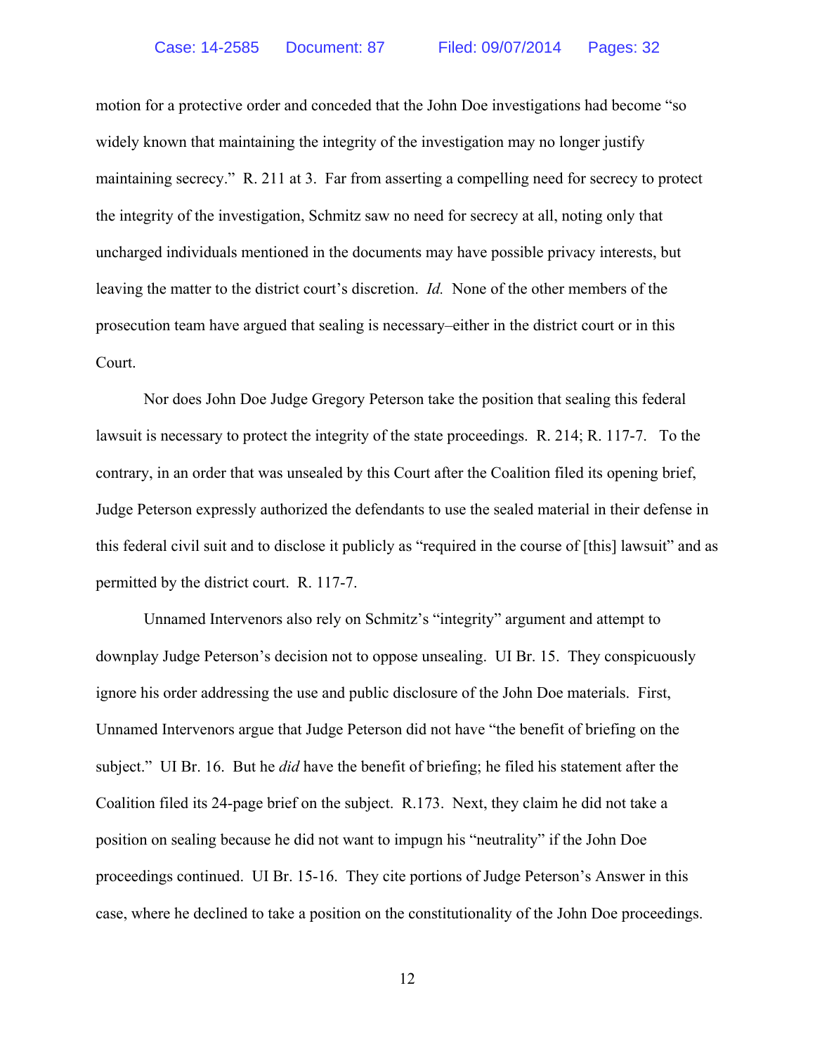motion for a protective order and conceded that the John Doe investigations had become "so widely known that maintaining the integrity of the investigation may no longer justify maintaining secrecy." R. 211 at 3. Far from asserting a compelling need for secrecy to protect the integrity of the investigation, Schmitz saw no need for secrecy at all, noting only that uncharged individuals mentioned in the documents may have possible privacy interests, but leaving the matter to the district court's discretion. *Id.* None of the other members of the prosecution team have argued that sealing is necessary–either in the district court or in this Court.

Nor does John Doe Judge Gregory Peterson take the position that sealing this federal lawsuit is necessary to protect the integrity of the state proceedings. R. 214; R. 117-7. To the contrary, in an order that was unsealed by this Court after the Coalition filed its opening brief, Judge Peterson expressly authorized the defendants to use the sealed material in their defense in this federal civil suit and to disclose it publicly as "required in the course of [this] lawsuit" and as permitted by the district court. R. 117-7.

Unnamed Intervenors also rely on Schmitz's "integrity" argument and attempt to downplay Judge Peterson's decision not to oppose unsealing. UI Br. 15. They conspicuously ignore his order addressing the use and public disclosure of the John Doe materials. First, Unnamed Intervenors argue that Judge Peterson did not have "the benefit of briefing on the subject." UI Br. 16. But he *did* have the benefit of briefing; he filed his statement after the Coalition filed its 24-page brief on the subject. R.173. Next, they claim he did not take a position on sealing because he did not want to impugn his "neutrality" if the John Doe proceedings continued. UI Br. 15-16. They cite portions of Judge Peterson's Answer in this case, where he declined to take a position on the constitutionality of the John Doe proceedings.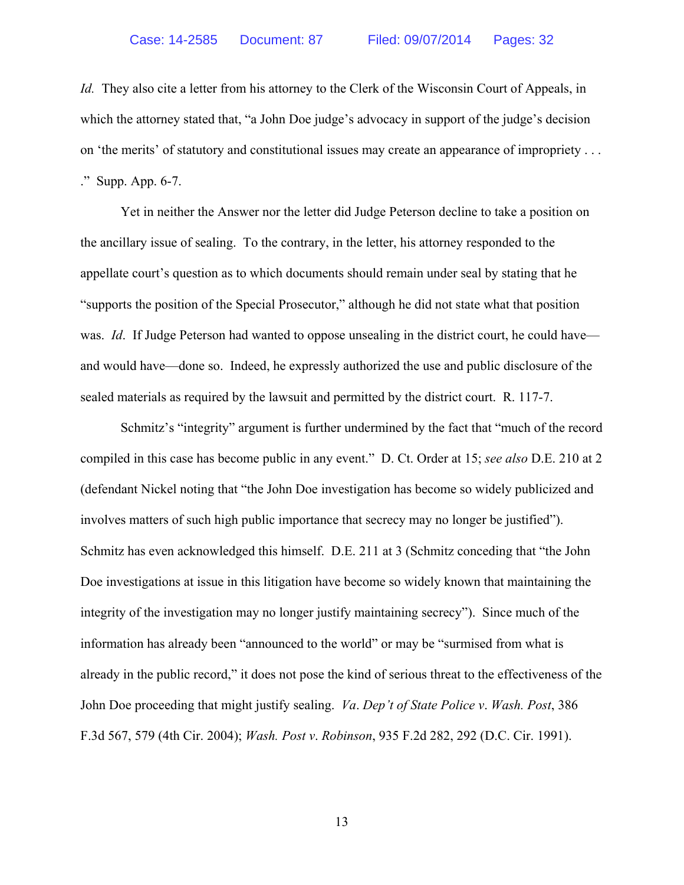*Id.* They also cite a letter from his attorney to the Clerk of the Wisconsin Court of Appeals, in which the attorney stated that, "a John Doe judge's advocacy in support of the judge's decision on 'the merits' of statutory and constitutional issues may create an appearance of impropriety . . . ." Supp. App. 6-7.

Yet in neither the Answer nor the letter did Judge Peterson decline to take a position on the ancillary issue of sealing. To the contrary, in the letter, his attorney responded to the appellate court's question as to which documents should remain under seal by stating that he "supports the position of the Special Prosecutor," although he did not state what that position was. *Id*. If Judge Peterson had wanted to oppose unsealing in the district court, he could have—and would have—done so. Indeed, he expressly authorized the use and public disclosure of the sealed materials as required by the lawsuit and permitted by the district court. R. 117-7.

Schmitz's "integrity" argument is further undermined by the fact that "much of the record compiled in this case has become public in any event." D. Ct. Order at 15; *see also* D.E. 210 at 2 (defendant Nickel noting that "the John Doe investigation has become so widely publicized and involves matters of such high public importance that secrecy may no longer be justified"). Schmitz has even acknowledged this himself. D.E. 211 at 3 (Schmitz conceding that "the John Doe investigations at issue in this litigation have become so widely known that maintaining the integrity of the investigation may no longer justify maintaining secrecy"). Since much of the information has already been "announced to the world" or may be "surmised from what is already in the public record," it does not pose the kind of serious threat to the effectiveness of the John Doe proceeding that might justify sealing. *Va*. *Dep't of State Police v*. *Wash. Post*, 386 F.3d 567, 579 (4th Cir. 2004); *Wash. Post v*. *Robinson*, 935 F.2d 282, 292 (D.C. Cir. 1991).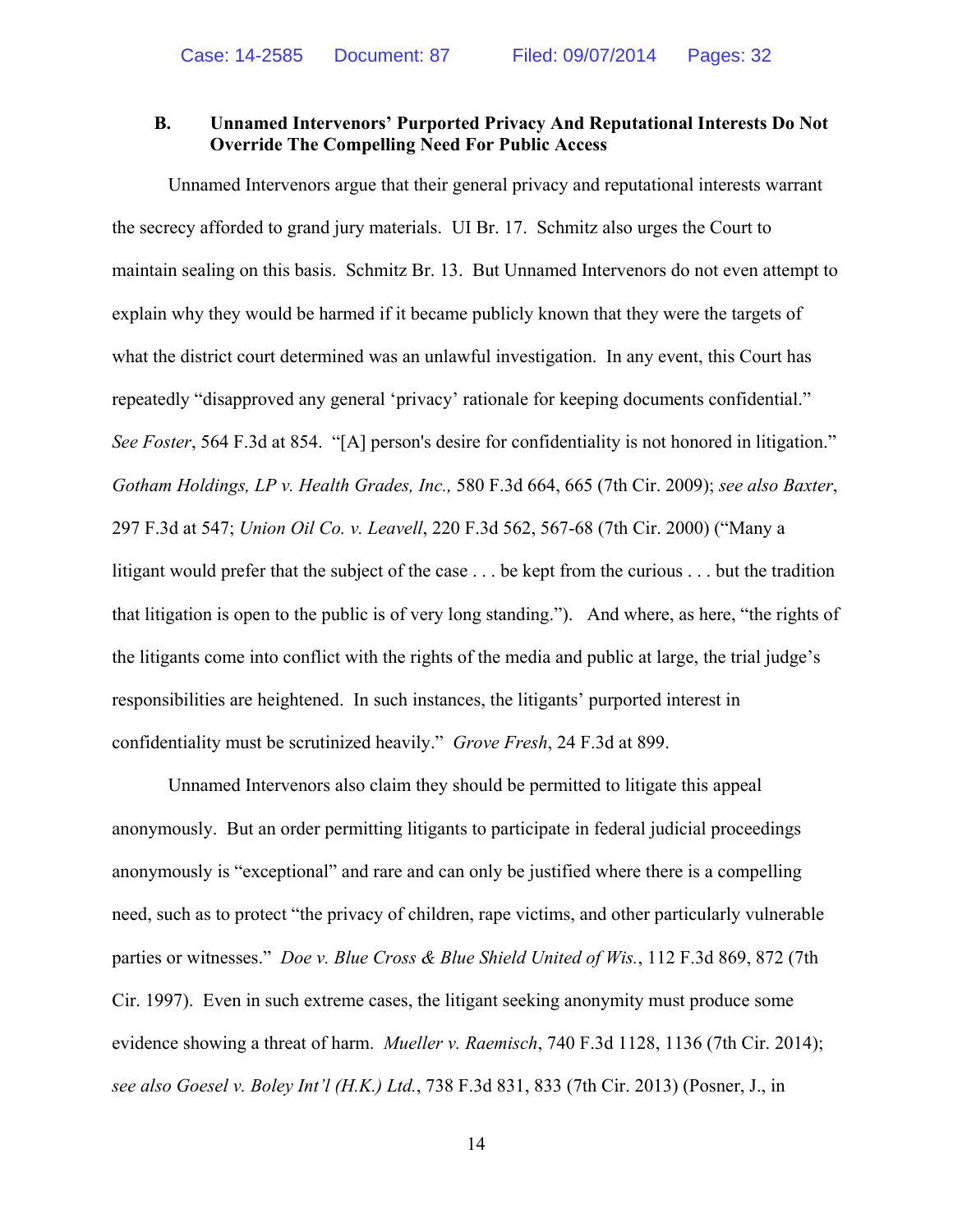### B. Unnamed Intervenors' Purported Privacy And Reputational Interests Do Not Override The Compelling Need For Public Access

Unnamed Intervenors argue that their general privacy and reputational interests warrant the secrecy afforded to grand jury materials. UI Br. 17. Schmitz also urges the Court to maintain sealing on this basis. Schmitz Br. 13. But Unnamed Intervenors do not even attempt to explain why they would be harmed if it became publicly known that they were the targets of what the district court determined was an unlawful investigation. In any event, this Court has repeatedly "disapproved any general 'privacy' rationale for keeping documents confidential." *See Foster*, 564 F.3d at 854. "[A] person's desire for confidentiality is not honored in litigation." *Gotham Holdings, LP v. Health Grades, Inc.,* 580 F.3d 664, 665 (7th Cir. 2009); *see also Baxter*, 297 F.3d at 547; *Union Oil Co. v. Leavell*, 220 F.3d 562, 567-68 (7th Cir. 2000) ("Many a litigant would prefer that the subject of the case . . . be kept from the curious . . . but the tradition that litigation is open to the public is of very long standing."). And where, as here, "the rights of the litigants come into conflict with the rights of the media and public at large, the trial judge's responsibilities are heightened. In such instances, the litigants' purported interest in confidentiality must be scrutinized heavily." *Grove Fresh*, 24 F.3d at 899.

Unnamed Intervenors also claim they should be permitted to litigate this appeal anonymously. But an order permitting litigants to participate in federal judicial proceedings anonymously is "exceptional" and rare and can only be justified where there is a compelling need, such as to protect "the privacy of children, rape victims, and other particularly vulnerable parties or witnesses." *Doe v. Blue Cross & Blue Shield United of Wis.*, 112 F.3d 869, 872 (7th Cir. 1997). Even in such extreme cases, the litigant seeking anonymity must produce some evidence showing a threat of harm. *Mueller v. Raemisch*, 740 F.3d 1128, 1136 (7th Cir. 2014); *see also Goesel v. Boley Int'l (H.K.) Ltd.*, 738 F.3d 831, 833 (7th Cir. 2013) (Posner, J., in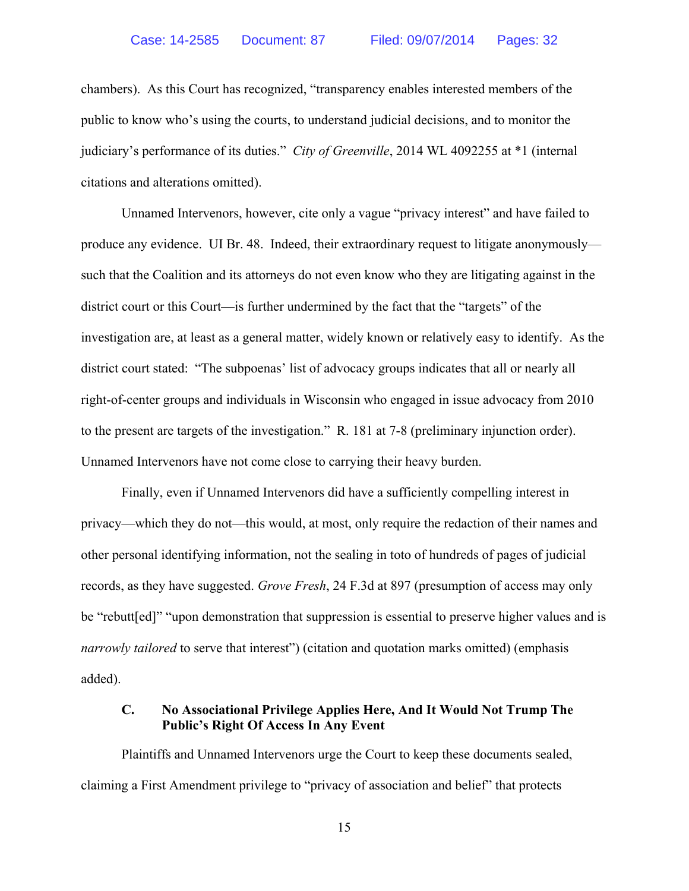chambers). As this Court has recognized, "transparency enables interested members of the public to know who's using the courts, to understand judicial decisions, and to monitor the judiciary's performance of its duties." *City of Greenville*, 2014 WL 4092255 at *1 (internal citations and alterations omitted).

Unnamed Intervenors, however, cite only a vague "privacy interest" and have failed to produce any evidence. UI Br. 48. Indeed, their extraordinary request to litigate anonymously—such that the Coalition and its attorneys do not even know who they are litigating against in the district court or this Court—is further undermined by the fact that the "targets" of the investigation are, at least as a general matter, widely known or relatively easy to identify. As the district court stated: "The subpoenas' list of advocacy groups indicates that all or nearly all right-of-center groups and individuals in Wisconsin who engaged in issue advocacy from 2010 to the present are targets of the investigation." R. 181 at 7-8 (preliminary injunction order). Unnamed Intervenors have not come close to carrying their heavy burden.

Finally, even if Unnamed Intervenors did have a sufficiently compelling interest in privacy—which they do not—this would, at most, only require the redaction of their names and other personal identifying information, not the sealing in toto of hundreds of pages of judicial records, as they have suggested. *Grove Fresh*, 24 F.3d at 897 (presumption of access may only be "rebutt[ed]" "upon demonstration that suppression is essential to preserve higher values and is *narrowly tailored* to serve that interest") (citation and quotation marks omitted) (emphasis added).

### C. No Associational Privilege Applies Here, And It Would Not Trump The Public's Right Of Access In Any Event

Plaintiffs and Unnamed Intervenors urge the Court to keep these documents sealed, claiming a First Amendment privilege to "privacy of association and belief" that protects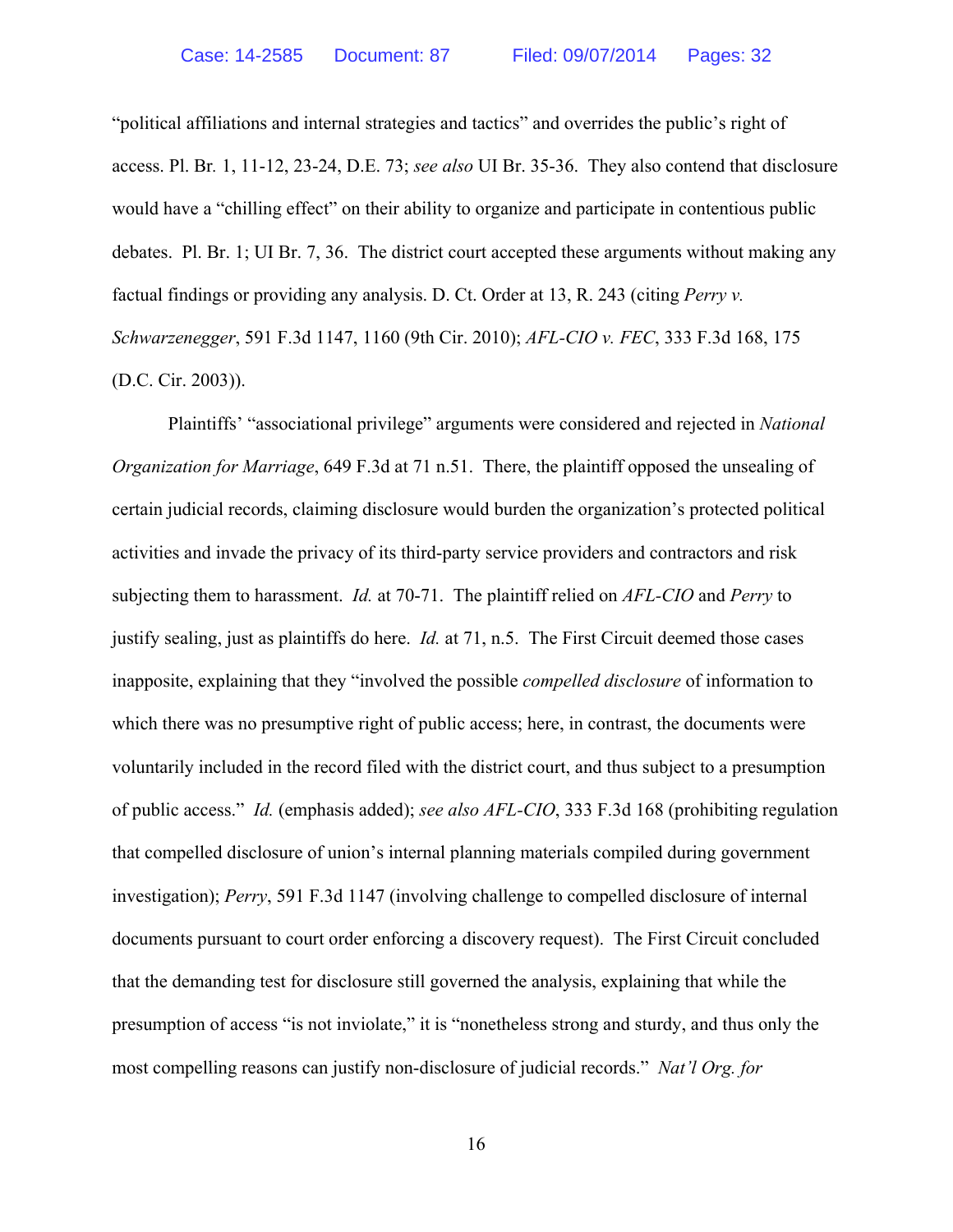"political affiliations and internal strategies and tactics" and overrides the public's right of access. Pl. Br. 1, 11-12, 23-24, D.E. 73; *see also* UI Br. 35-36. They also contend that disclosure would have a "chilling effect" on their ability to organize and participate in contentious public debates. Pl. Br. 1; UI Br. 7, 36. The district court accepted these arguments without making any factual findings or providing any analysis. D. Ct. Order at 13, R. 243 (citing *Perry v. Schwarzenegger*, 591 F.3d 1147, 1160 (9th Cir. 2010); *AFL-CIO v. FEC*, 333 F.3d 168, 175 (D.C. Cir. 2003)).

Plaintiffs' "associational privilege" arguments were considered and rejected in *National Organization for Marriage*, 649 F.3d at 71 n.51. There, the plaintiff opposed the unsealing of certain judicial records, claiming disclosure would burden the organization's protected political activities and invade the privacy of its third-party service providers and contractors and risk subjecting them to harassment. *Id.* at 70-71. The plaintiff relied on *AFL-CIO* and *Perry* to justify sealing, just as plaintiffs do here. *Id.* at 71, n.5. The First Circuit deemed those cases inapposite, explaining that they "involved the possible *compelled disclosure* of information to which there was no presumptive right of public access; here, in contrast, the documents were voluntarily included in the record filed with the district court, and thus subject to a presumption of public access." *Id.* (emphasis added); *see also AFL-CIO*, 333 F.3d 168 (prohibiting regulation that compelled disclosure of union's internal planning materials compiled during government investigation); *Perry*, 591 F.3d 1147 (involving challenge to compelled disclosure of internal documents pursuant to court order enforcing a discovery request). The First Circuit concluded that the demanding test for disclosure still governed the analysis, explaining that while the presumption of access "is not inviolate," it is "nonetheless strong and sturdy, and thus only the most compelling reasons can justify non-disclosure of judicial records." *Nat'l Org. for*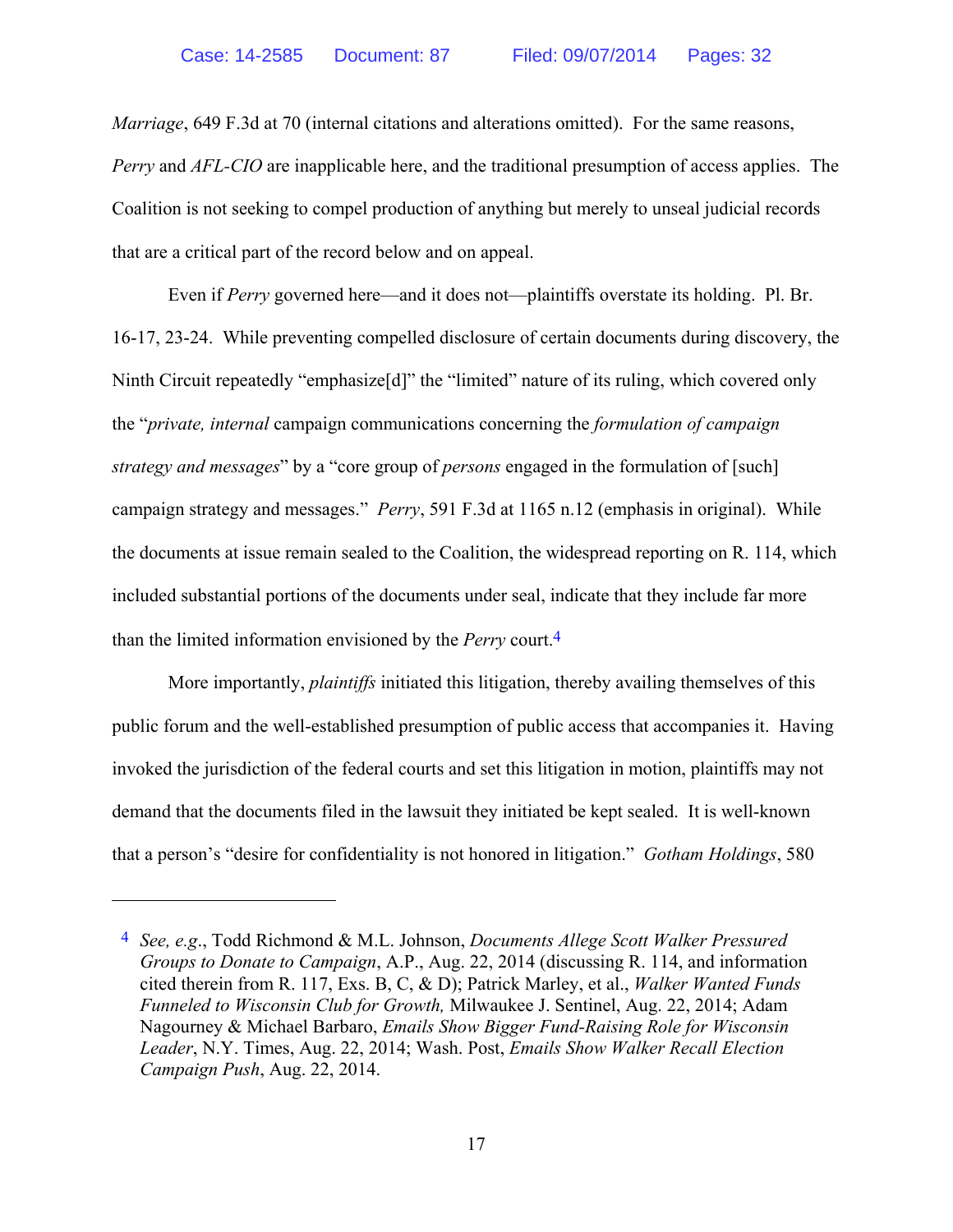*Marriage*, 649 F.3d at 70 (internal citations and alterations omitted). For the same reasons, *Perry* and *AFL-CIO* are inapplicable here, and the traditional presumption of access applies. The Coalition is not seeking to compel production of anything but merely to unseal judicial records that are a critical part of the record below and on appeal.

Even if *Perry* governed here—and it does not—plaintiffs overstate its holding. Pl. Br. 16-17, 23-24. While preventing compelled disclosure of certain documents during discovery, the Ninth Circuit repeatedly "emphasize[d]" the "limited" nature of its ruling, which covered only the "*private, internal* campaign communications concerning the *formulation of campaign strategy and messages*" by a "core group of *persons* engaged in the formulation of [such] campaign strategy and messages." *Perry*, 591 F.3d at 1165 n.12 (emphasis in original). While the documents at issue remain sealed to the Coalition, the widespread reporting on R. 114, which included substantial portions of the documents under seal, indicate that they include far more than the limited information envisioned by the *Perry* court.[4]

More importantly, *plaintiffs* initiated this litigation, thereby availing themselves of this public forum and the well-established presumption of public access that accompanies it. Having invoked the jurisdiction of the federal courts and set this litigation in motion, plaintiffs may not demand that the documents filed in the lawsuit they initiated be kept sealed. It is well-known that a person's "desire for confidentiality is not honored in litigation." *Gotham Holdings*, 580

---

[4] *See, e.g.*, Todd Richmond & M.L. Johnson, *Documents Allege Scott Walker Pressured Groups to Donate to Campaign*, A.P., Aug. 22, 2014 (discussing R. 114, and information cited therein from R. 117, Exs. B, C, & D); Patrick Marley, et al., *Walker Wanted Funds Funneled to Wisconsin Club for Growth,* Milwaukee J. Sentinel, Aug. 22, 2014; Adam Nagourney & Michael Barbaro, *Emails Show Bigger Fund-Raising Role for Wisconsin Leader*, N.Y. Times, Aug. 22, 2014; Wash. Post, *Emails Show Walker Recall Election Campaign Push*, Aug. 22, 2014.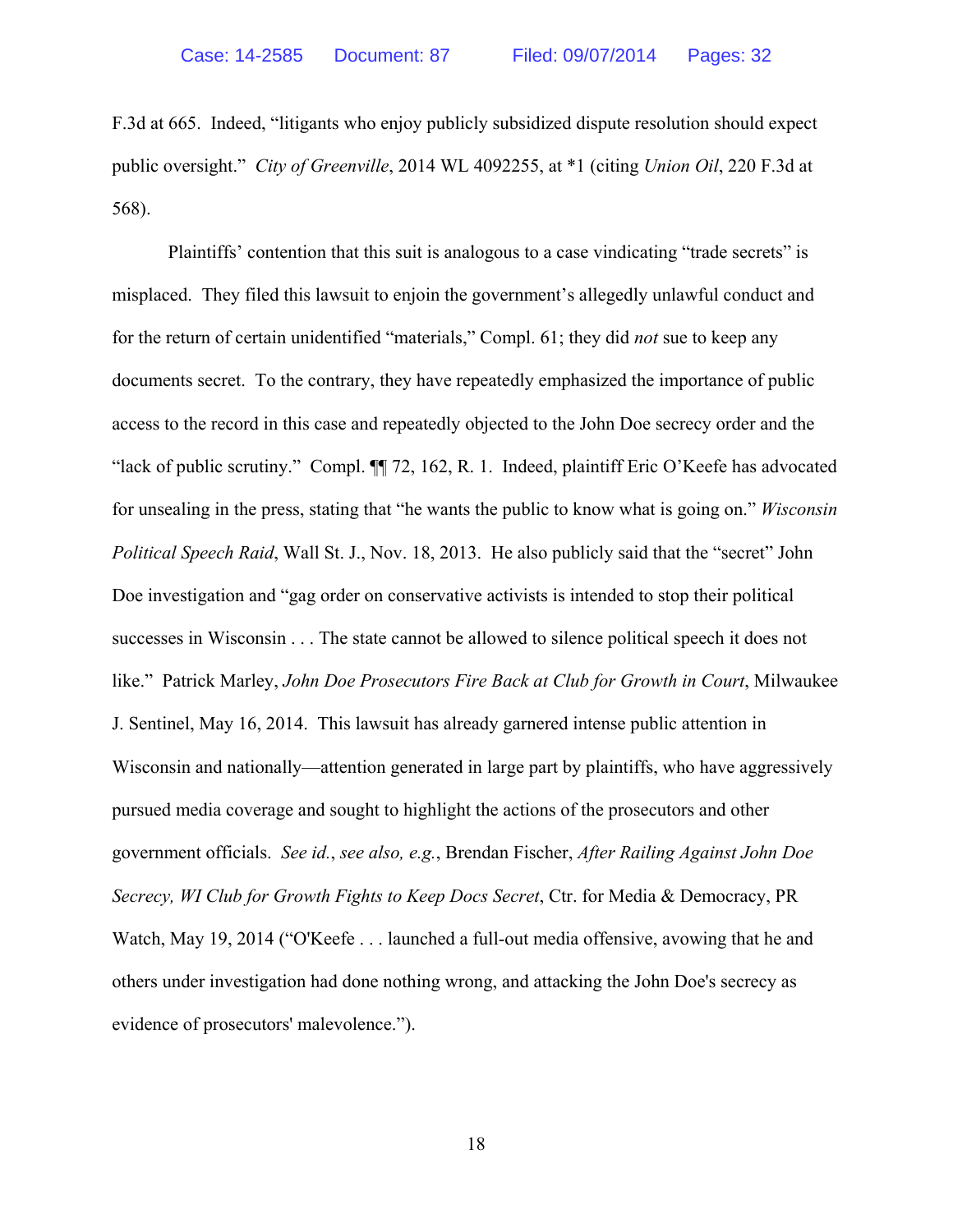F.3d at 665. Indeed, "litigants who enjoy publicly subsidized dispute resolution should expect public oversight." *City of Greenville*, 2014 WL 4092255, at *1 (citing *Union Oil*, 220 F.3d at 568).

Plaintiffs' contention that this suit is analogous to a case vindicating "trade secrets" is misplaced. They filed this lawsuit to enjoin the government's allegedly unlawful conduct and for the return of certain unidentified "materials," Compl. 61; they did *not* sue to keep any documents secret. To the contrary, they have repeatedly emphasized the importance of public access to the record in this case and repeatedly objected to the John Doe secrecy order and the "lack of public scrutiny." Compl. ¶¶ 72, 162, R. 1. Indeed, plaintiff Eric O'Keefe has advocated for unsealing in the press, stating that "he wants the public to know what is going on." *Wisconsin Political Speech Raid*, Wall St. J., Nov. 18, 2013. He also publicly said that the "secret" John Doe investigation and "gag order on conservative activists is intended to stop their political successes in Wisconsin . . . The state cannot be allowed to silence political speech it does not like." Patrick Marley, *John Doe Prosecutors Fire Back at Club for Growth in Court*, Milwaukee J. Sentinel, May 16, 2014. This lawsuit has already garnered intense public attention in Wisconsin and nationally—attention generated in large part by plaintiffs, who have aggressively pursued media coverage and sought to highlight the actions of the prosecutors and other government officials. *See id.*, *see also, e.g.*, Brendan Fischer, *After Railing Against John Doe Secrecy, WI Club for Growth Fights to Keep Docs Secret*, Ctr. for Media & Democracy, PR Watch, May 19, 2014 ("O'Keefe . . . launched a full-out media offensive, avowing that he and others under investigation had done nothing wrong, and attacking the John Doe's secrecy as evidence of prosecutors' malevolence.").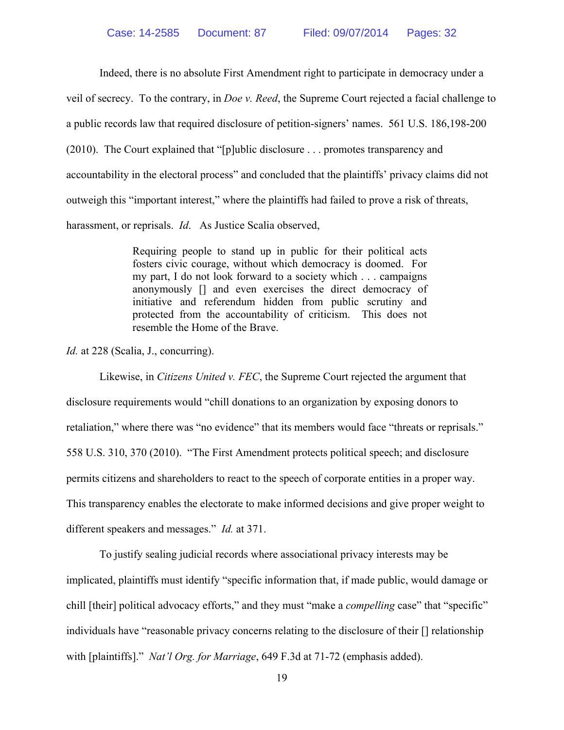Indeed, there is no absolute First Amendment right to participate in democracy under a veil of secrecy. To the contrary, in *Doe v. Reed*, the Supreme Court rejected a facial challenge to a public records law that required disclosure of petition-signers' names. 561 U.S. 186,198-200 (2010). The Court explained that "[p]ublic disclosure . . . promotes transparency and accountability in the electoral process" and concluded that the plaintiffs' privacy claims did not outweigh this "important interest," where the plaintiffs had failed to prove a risk of threats, harassment, or reprisals. *Id*. As Justice Scalia observed,

> Requiring people to stand up in public for their political acts fosters civic courage, without which democracy is doomed. For my part, I do not look forward to a society which . . . campaigns anonymously [] and even exercises the direct democracy of initiative and referendum hidden from public scrutiny and protected from the accountability of criticism. This does not resemble the Home of the Brave.

*Id.* at 228 (Scalia, J., concurring).

Likewise, in *Citizens United v. FEC*, the Supreme Court rejected the argument that disclosure requirements would "chill donations to an organization by exposing donors to retaliation," where there was "no evidence" that its members would face "threats or reprisals." 558 U.S. 310, 370 (2010). "The First Amendment protects political speech; and disclosure permits citizens and shareholders to react to the speech of corporate entities in a proper way. This transparency enables the electorate to make informed decisions and give proper weight to different speakers and messages." *Id.* at 371.

To justify sealing judicial records where associational privacy interests may be implicated, plaintiffs must identify "specific information that, if made public, would damage or chill [their] political advocacy efforts," and they must "make a *compelling* case" that "specific" individuals have "reasonable privacy concerns relating to the disclosure of their [] relationship with [plaintiffs]." *Nat'l Org. for Marriage*, 649 F.3d at 71-72 (emphasis added).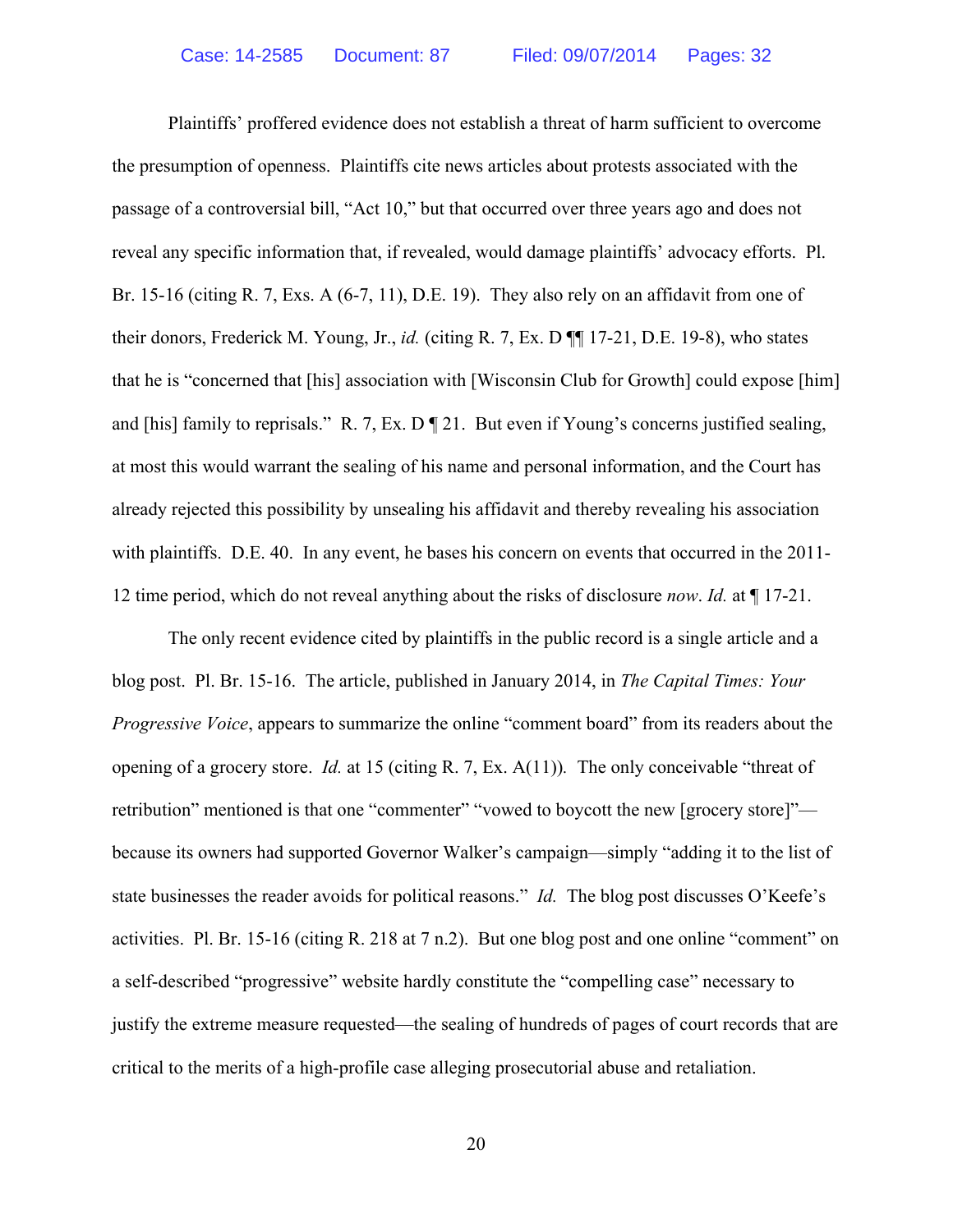Plaintiffs' proffered evidence does not establish a threat of harm sufficient to overcome the presumption of openness. Plaintiffs cite news articles about protests associated with the passage of a controversial bill, "Act 10," but that occurred over three years ago and does not reveal any specific information that, if revealed, would damage plaintiffs' advocacy efforts. Pl. Br. 15-16 (citing R. 7, Exs. A (6-7, 11), D.E. 19). They also rely on an affidavit from one of their donors, Frederick M. Young, Jr., *id.* (citing R. 7, Ex. D ¶¶ 17-21, D.E. 19-8), who states that he is "concerned that [his] association with [Wisconsin Club for Growth] could expose [him] and [his] family to reprisals." R. 7, Ex. D ¶ 21. But even if Young's concerns justified sealing, at most this would warrant the sealing of his name and personal information, and the Court has already rejected this possibility by unsealing his affidavit and thereby revealing his association with plaintiffs. D.E. 40. In any event, he bases his concern on events that occurred in the 2011-12 time period, which do not reveal anything about the risks of disclosure *now*. *Id.* at ¶ 17-21.

The only recent evidence cited by plaintiffs in the public record is a single article and a blog post. Pl. Br. 15-16. The article, published in January 2014, in *The Capital Times: Your Progressive Voice*, appears to summarize the online "comment board" from its readers about the opening of a grocery store. *Id.* at 15 (citing R. 7, Ex. A(11)). The only conceivable "threat of retribution" mentioned is that one "commenter" "vowed to boycott the new [grocery store]"—because its owners had supported Governor Walker's campaign—simply "adding it to the list of state businesses the reader avoids for political reasons." *Id.* The blog post discusses O'Keefe's activities. Pl. Br. 15-16 (citing R. 218 at 7 n.2). But one blog post and one online "comment" on a self-described "progressive" website hardly constitute the "compelling case" necessary to justify the extreme measure requested—the sealing of hundreds of pages of court records that are critical to the merits of a high-profile case alleging prosecutorial abuse and retaliation.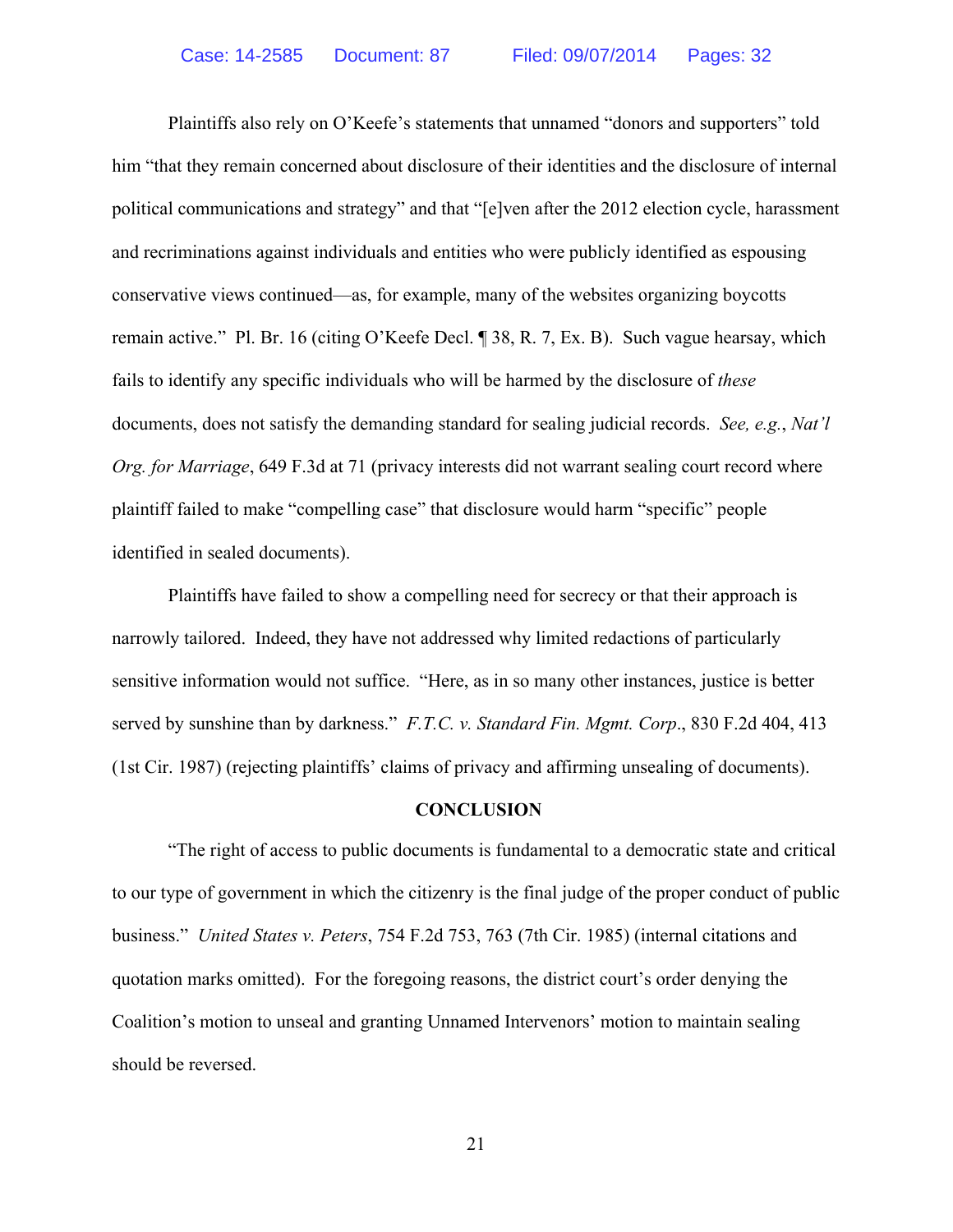Plaintiffs also rely on O'Keefe's statements that unnamed "donors and supporters" told him "that they remain concerned about disclosure of their identities and the disclosure of internal political communications and strategy" and that "[e]ven after the 2012 election cycle, harassment and recriminations against individuals and entities who were publicly identified as espousing conservative views continued—as, for example, many of the websites organizing boycotts remain active." Pl. Br. 16 (citing O'Keefe Decl. ¶ 38, R. 7, Ex. B). Such vague hearsay, which fails to identify any specific individuals who will be harmed by the disclosure of *these* documents, does not satisfy the demanding standard for sealing judicial records. *See, e.g.*, *Nat'l Org. for Marriage*, 649 F.3d at 71 (privacy interests did not warrant sealing court record where plaintiff failed to make "compelling case" that disclosure would harm "specific" people identified in sealed documents).

Plaintiffs have failed to show a compelling need for secrecy or that their approach is narrowly tailored. Indeed, they have not addressed why limited redactions of particularly sensitive information would not suffice. "Here, as in so many other instances, justice is better served by sunshine than by darkness." *F.T.C. v. Standard Fin. Mgmt. Corp*., 830 F.2d 404, 413 (1st Cir. 1987) (rejecting plaintiffs' claims of privacy and affirming unsealing of documents).

## CONCLUSION

"The right of access to public documents is fundamental to a democratic state and critical to our type of government in which the citizenry is the final judge of the proper conduct of public business." *United States v. Peters*, 754 F.2d 753, 763 (7th Cir. 1985) (internal citations and quotation marks omitted). For the foregoing reasons, the district court's order denying the Coalition's motion to unseal and granting Unnamed Intervenors' motion to maintain sealing should be reversed.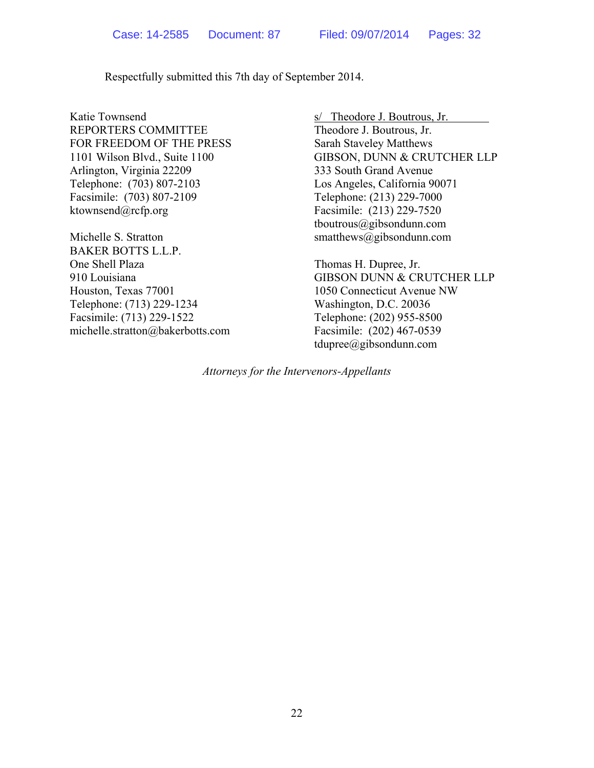Respectfully submitted this 7th day of September 2014.

Katie Townsend
REPORTERS COMMITTEE
FOR FREEDOM OF THE PRESS
1101 Wilson Blvd., Suite 1100
Arlington, Virginia 22209
Telephone: (703) 807-2103
Facsimile: (703) 807-2109
ktownsend@rcfp.org

Michelle S. Stratton
BAKER BOTTS L.L.P.
One Shell Plaza
910 Louisiana
Houston, Texas 77001
Telephone: (713) 229-1234
Facsimile: (713) 229-1522
michelle.stratton@bakerbotts.com

s/ Theodore J. Boutrous, Jr.
Theodore J. Boutrous, Jr.
Sarah Staveley Matthews
GIBSON, DUNN & CRUTCHER LLP
333 South Grand Avenue
Los Angeles, California 90071
Telephone: (213) 229-7000
Facsimile: (213) 229-7520
tboutrous@gibsondunn.com
smatthews@gibsondunn.com

Thomas H. Dupree, Jr.
GIBSON DUNN & CRUTCHER LLP
1050 Connecticut Avenue NW
Washington, D.C. 20036
Telephone: (202) 955-8500
Facsimile: (202) 467-0539
tdupree@gibsondunn.com

*Attorneys for the Intervenors-Appellants*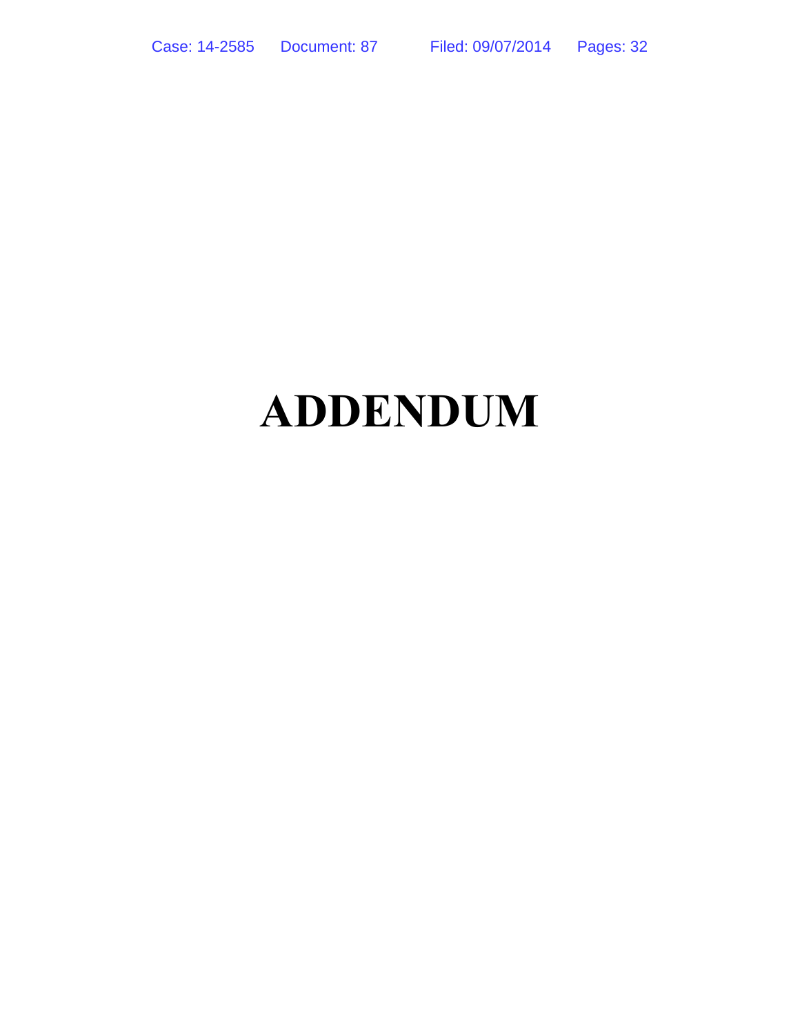# ADDENDUM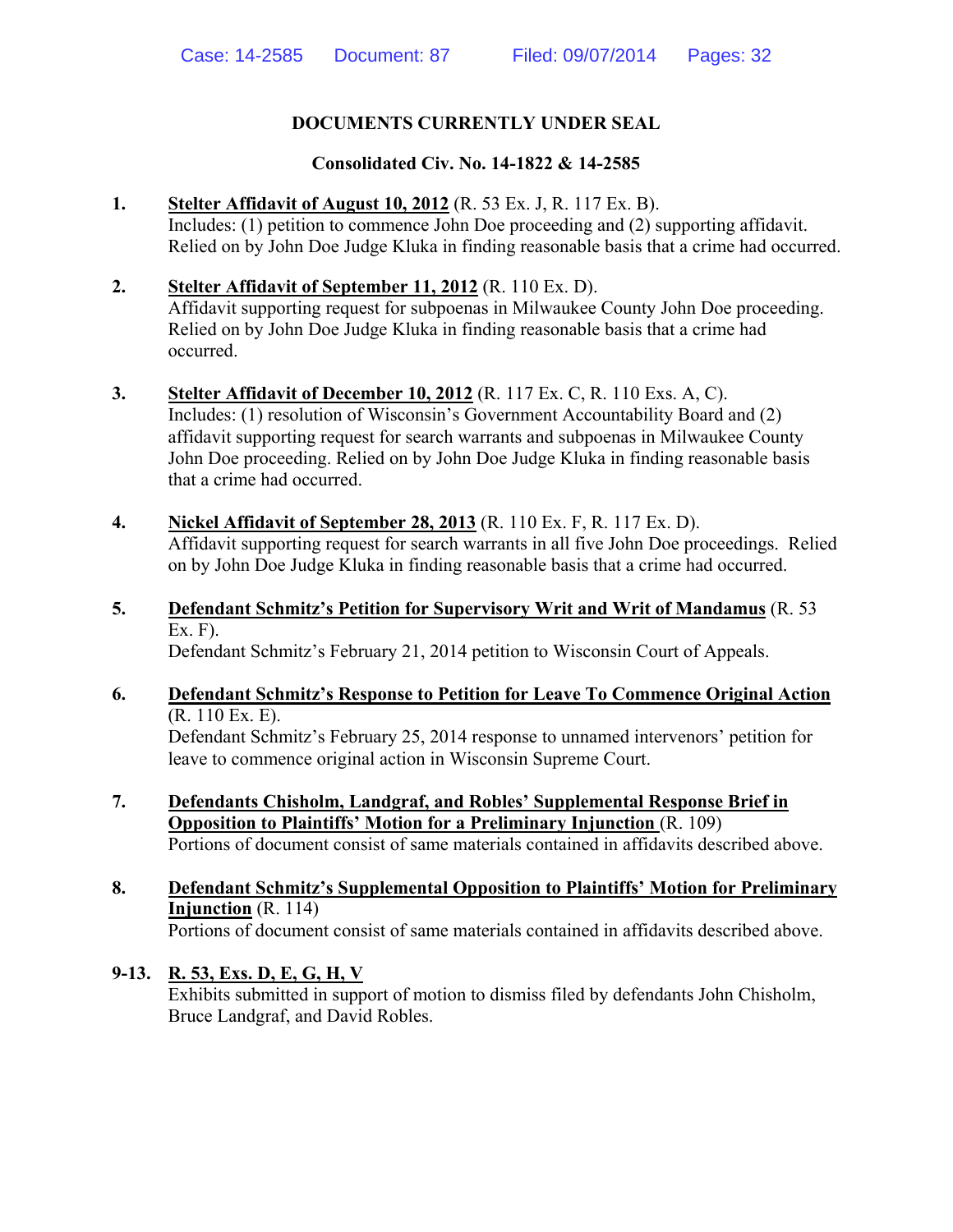## DOCUMENTS CURRENTLY UNDER SEAL

### Consolidated Civ. No. 14-1822 & 14-2585

1. **Stelter Affidavit of August 10, 2012** (R. 53 Ex. J, R. 117 Ex. B).
   Includes: (1) petition to commence John Doe proceeding and (2) supporting affidavit. Relied on by John Doe Judge Kluka in finding reasonable basis that a crime had occurred.

2. **Stelter Affidavit of September 11, 2012** (R. 110 Ex. D).
   Affidavit supporting request for subpoenas in Milwaukee County John Doe proceeding. Relied on by John Doe Judge Kluka in finding reasonable basis that a crime had occurred.

3. **Stelter Affidavit of December 10, 2012** (R. 117 Ex. C, R. 110 Exs. A, C).
   Includes: (1) resolution of Wisconsin's Government Accountability Board and (2) affidavit supporting request for search warrants and subpoenas in Milwaukee County John Doe proceeding. Relied on by John Doe Judge Kluka in finding reasonable basis that a crime had occurred.

4. **Nickel Affidavit of September 28, 2013** (R. 110 Ex. F, R. 117 Ex. D).
   Affidavit supporting request for search warrants in all five John Doe proceedings. Relied on by John Doe Judge Kluka in finding reasonable basis that a crime had occurred.

5. **Defendant Schmitz's Petition for Supervisory Writ and Writ of Mandamus** (R. 53 Ex. F).
   Defendant Schmitz's February 21, 2014 petition to Wisconsin Court of Appeals.

6. **Defendant Schmitz's Response to Petition for Leave To Commence Original Action** (R. 110 Ex. E).
   Defendant Schmitz's February 25, 2014 response to unnamed intervenors' petition for leave to commence original action in Wisconsin Supreme Court.

7. **Defendants Chisholm, Landgraf, and Robles' Supplemental Response Brief in Opposition to Plaintiffs' Motion for a Preliminary Injunction** (R. 109)
   Portions of document consist of same materials contained in affidavits described above.

8. **Defendant Schmitz's Supplemental Opposition to Plaintiffs' Motion for Preliminary Injunction** (R. 114)
   Portions of document consist of same materials contained in affidavits described above.

**9-13.** **R. 53, Exs. D, E, G, H, V**
   Exhibits submitted in support of motion to dismiss filed by defendants John Chisholm, Bruce Landgraf, and David Robles.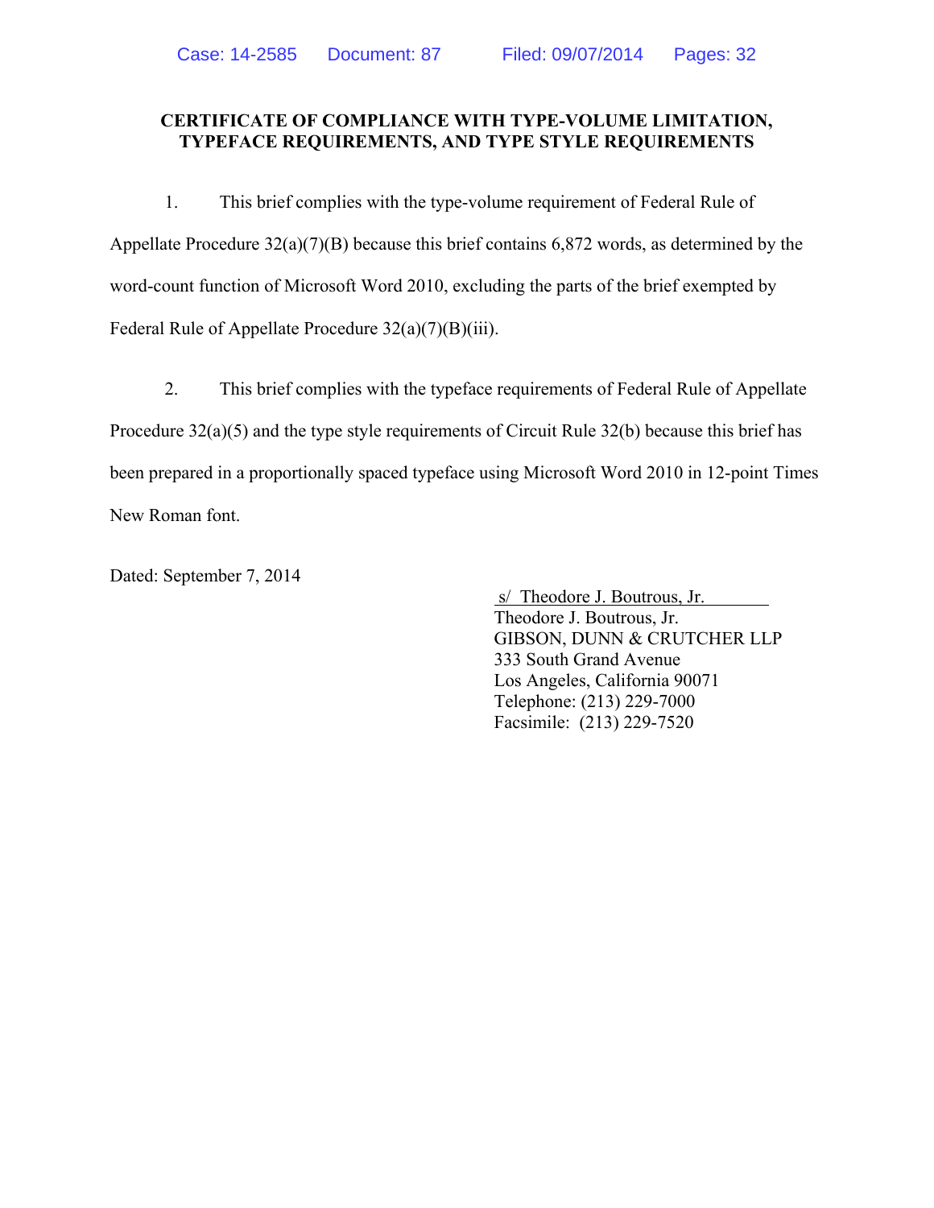**CERTIFICATE OF COMPLIANCE WITH TYPE-VOLUME LIMITATION, TYPEFACE REQUIREMENTS, AND TYPE STYLE REQUIREMENTS**

1. This brief complies with the type-volume requirement of Federal Rule of Appellate Procedure 32(a)(7)(B) because this brief contains 6,872 words, as determined by the word-count function of Microsoft Word 2010, excluding the parts of the brief exempted by Federal Rule of Appellate Procedure 32(a)(7)(B)(iii).

2. This brief complies with the typeface requirements of Federal Rule of Appellate Procedure 32(a)(5) and the type style requirements of Circuit Rule 32(b) because this brief has been prepared in a proportionally spaced typeface using Microsoft Word 2010 in 12-point Times New Roman font.

Dated: September 7, 2014

s/ Theodore J. Boutrous, Jr.
Theodore J. Boutrous, Jr.
GIBSON, DUNN & CRUTCHER LLP
333 South Grand Avenue
Los Angeles, California 90071
Telephone: (213) 229-7000
Facsimile: (213) 229-7520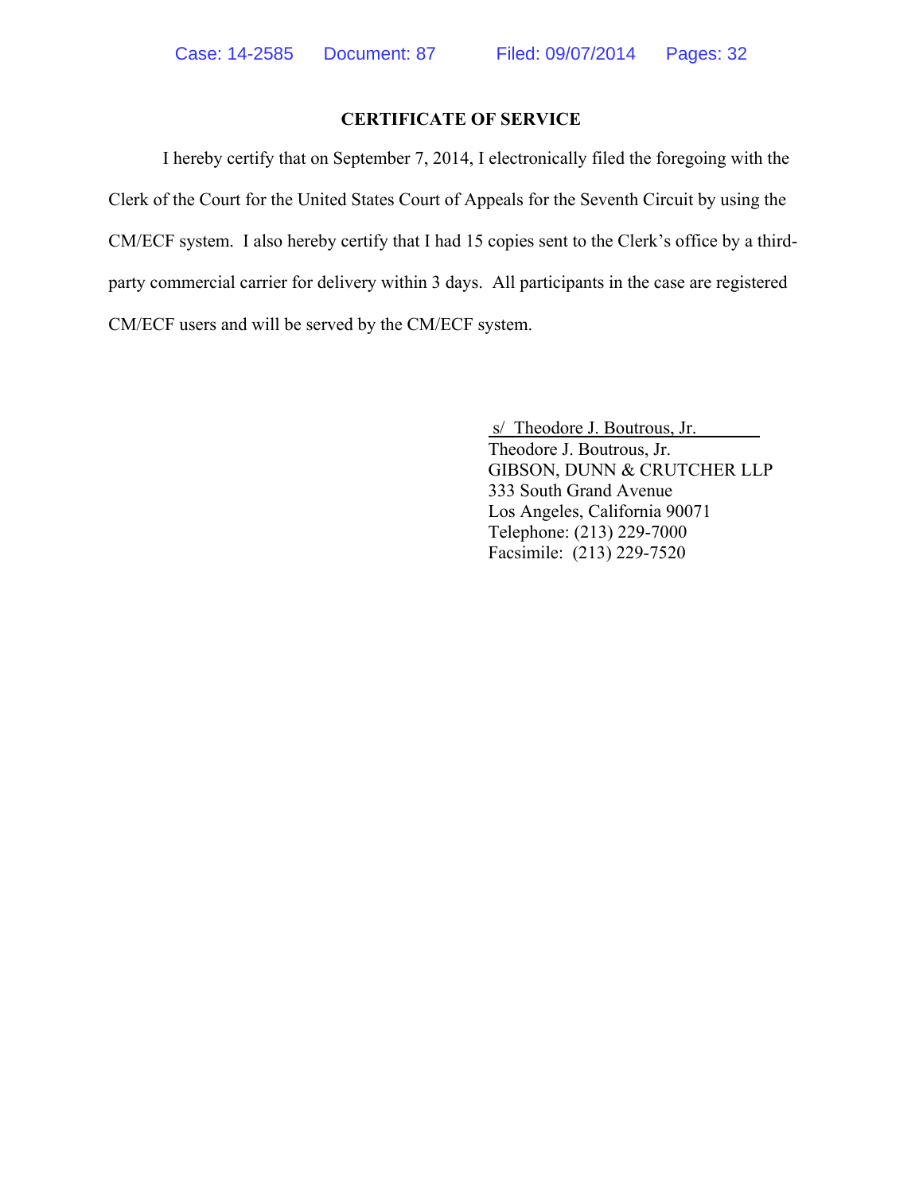**CERTIFICATE OF SERVICE**

I hereby certify that on September 7, 2014, I electronically filed the foregoing with the Clerk of the Court for the United States Court of Appeals for the Seventh Circuit by using the CM/ECF system. I also hereby certify that I had 15 copies sent to the Clerk's office by a third-party commercial carrier for delivery within 3 days. All participants in the case are registered CM/ECF users and will be served by the CM/ECF system.

s/ Theodore J. Boutrous, Jr.
Theodore J. Boutrous, Jr.
GIBSON, DUNN & CRUTCHER LLP
333 South Grand Avenue
Los Angeles, California 90071
Telephone: (213) 229-7000
Facsimile: (213) 229-7520